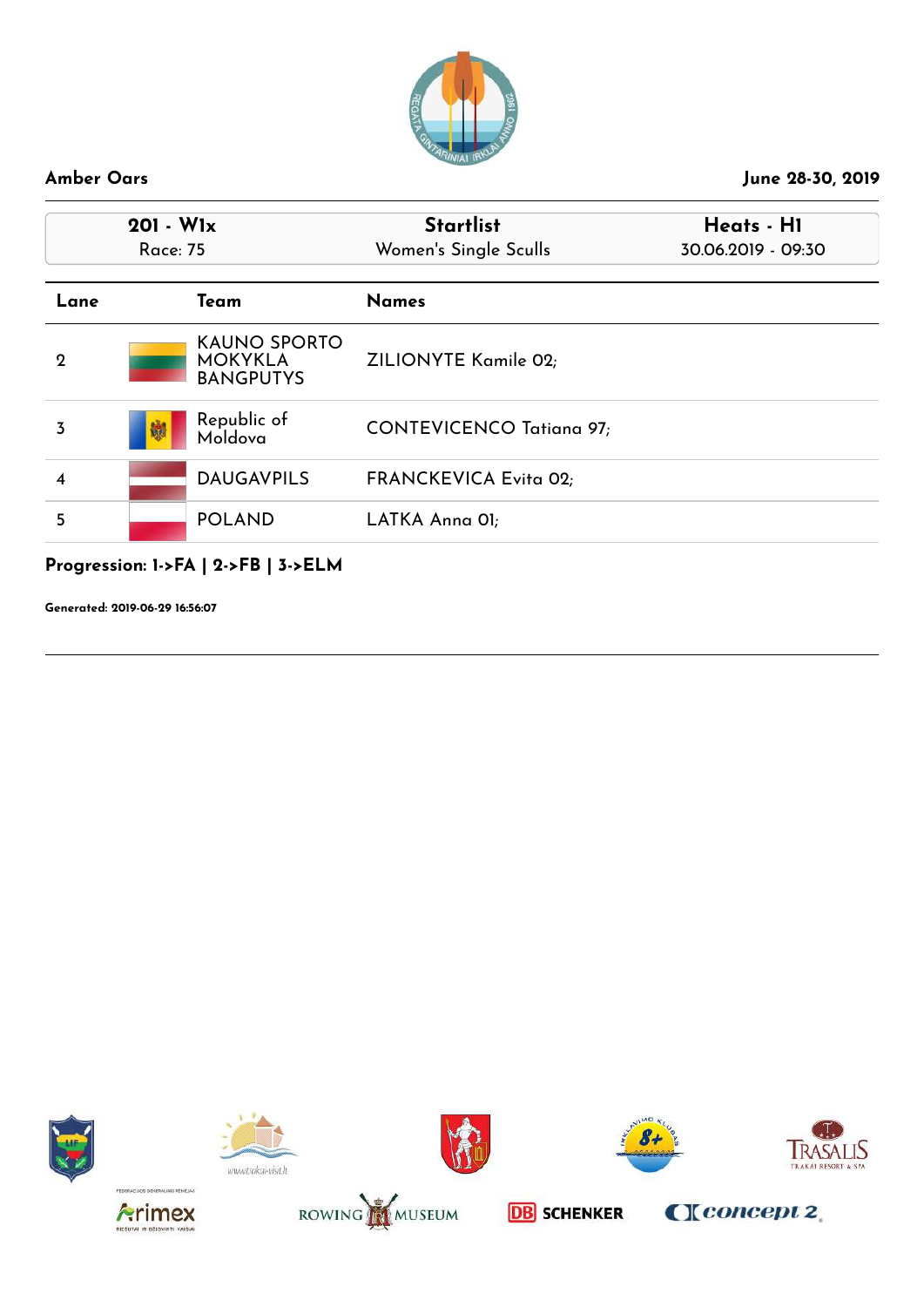**Amber Oars** — June 28-30, 2019

| 201 - W1x | Startlist | Heats - H1 |
|---|---|---|
| Race: 75 | Women's Single Sculls | 30.06.2019 - 09:30 |

| Lane | Team | Names |
|---|---|---|
| 2 | KAUNO SPORTO MOKYKLA BANGPUTYS | ZILIONYTE Kamile 02; |
| 3 | Republic of Moldova | CONTEVICENCO Tatiana 97; |
| 4 | DAUGAVPILS | FRANCKEVICA Evita 02; |
| 5 | POLAND | LATKA Anna 01; |

**Progression: 1->FA | 2->FB | 3->ELM**

**Generated: 2019-06-29 16:56:07**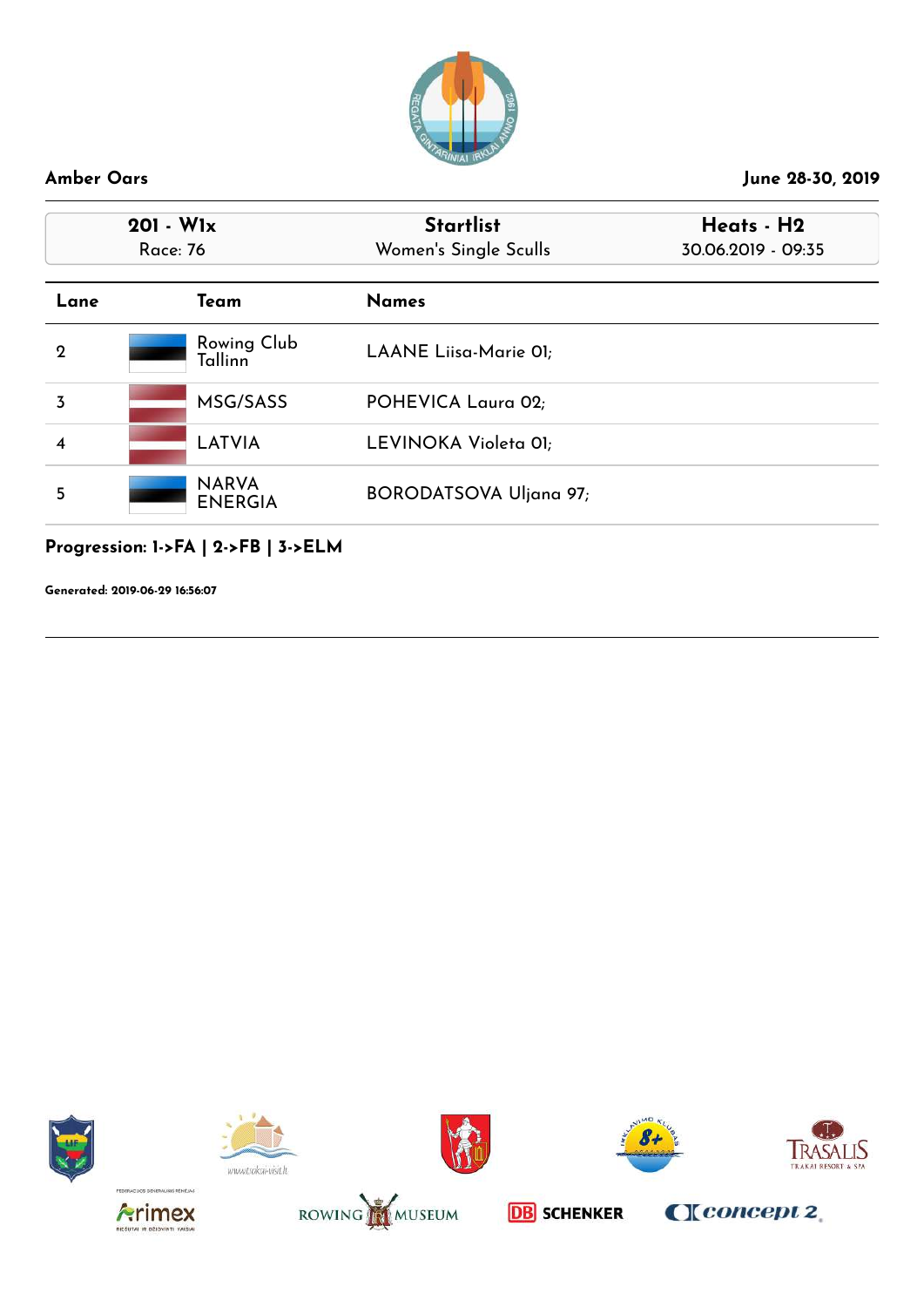**Amber Oars** — June 28-30, 2019

| 201 - W1x | Startlist | Heats - H2 |
|---|---|---|
| Race: 76 | Women's Single Sculls | 30.06.2019 - 09:35 |

| Lane | Team | Names |
|---|---|---|
| 2 | Rowing Club Tallinn | LAANE Liisa-Marie 01; |
| 3 | MSG/SASS | POHEVICA Laura 02; |
| 4 | LATVIA | LEVINOKA Violeta 01; |
| 5 | NARVA ENERGIA | BORODATSOVA Uljana 97; |

**Progression: 1->FA | 2->FB | 3->ELM**

**Generated: 2019-06-29 16:56:07**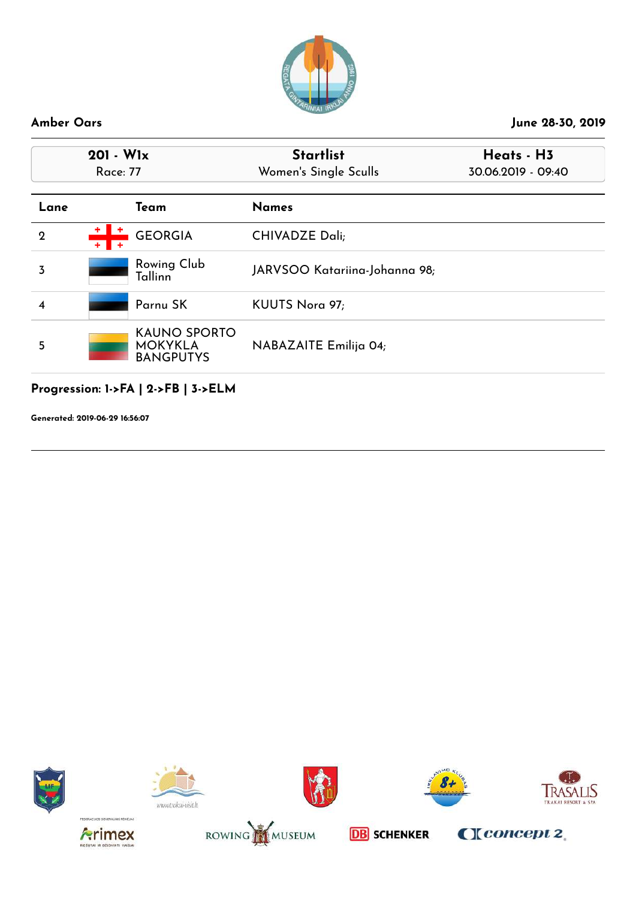**Amber Oars** June 28-30, 2019

| 201 - W1x | Startlist | Heats - H3 |
|---|---|---|
| Race: 77 | Women's Single Sculls | 30.06.2019 - 09:40 |

| Lane | Team | Names |
|---|---|---|
| 2 | GEORGIA | CHIVADZE Dali; |
| 3 | Rowing Club Tallinn | JARVSOO Katariina-Johanna 98; |
| 4 | Parnu SK | KUUTS Nora 97; |
| 5 | KAUNO SPORTO MOKYKLA BANGPUTYS | NABAZAITE Emilija 04; |

**Progression: 1->FA | 2->FB | 3->ELM**

**Generated: 2019-06-29 16:56:07**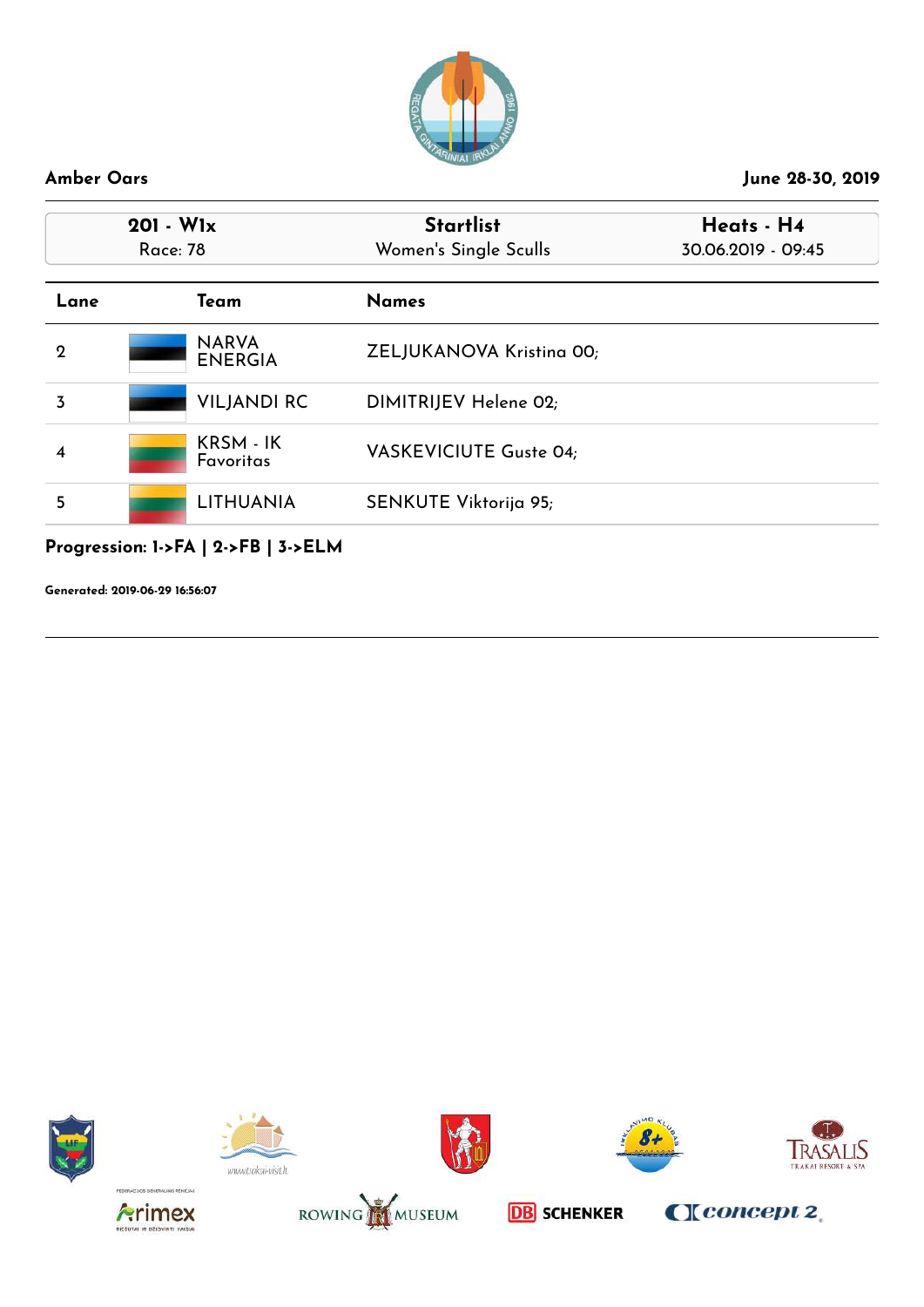**Amber Oars** — June 28-30, 2019

| 201 - W1x | Startlist | Heats - H4 |
|---|---|---|
| Race: 78 | Women's Single Sculls | 30.06.2019 - 09:45 |

| Lane | Team | Names |
|---|---|---|
| 2 | NARVA ENERGIA | ZELJUKANOVA Kristina 00; |
| 3 | VILJANDI RC | DIMITRIJEV Helene 02; |
| 4 | KRSM - IK Favoritas | VASKEVICIUTE Guste 04; |
| 5 | LITHUANIA | SENKUTE Viktorija 95; |

**Progression: 1->FA | 2->FB | 3->ELM**

**Generated: 2019-06-29 16:56:07**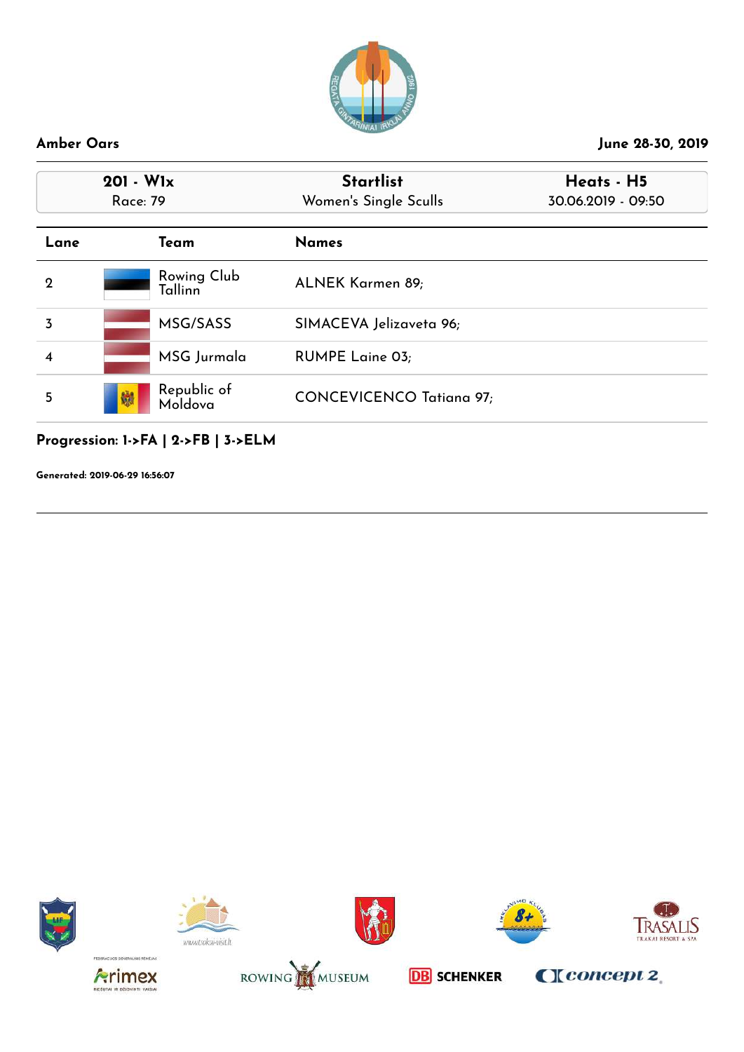**Amber Oars** — June 28-30, 2019

| 201 - W1x | Startlist | Heats - H5 |
|---|---|---|
| Race: 79 | Women's Single Sculls | 30.06.2019 - 09:50 |

| Lane | Team | Names |
|---|---|---|
| 2 | Rowing Club Tallinn | ALNEK Karmen 89; |
| 3 | MSG/SASS | SIMACEVA Jelizaveta 96; |
| 4 | MSG Jurmala | RUMPE Laine 03; |
| 5 | Republic of Moldova | CONCEVICENCO Tatiana 97; |

**Progression: 1->FA | 2->FB | 3->ELM**

**Generated: 2019-06-29 16:56:07**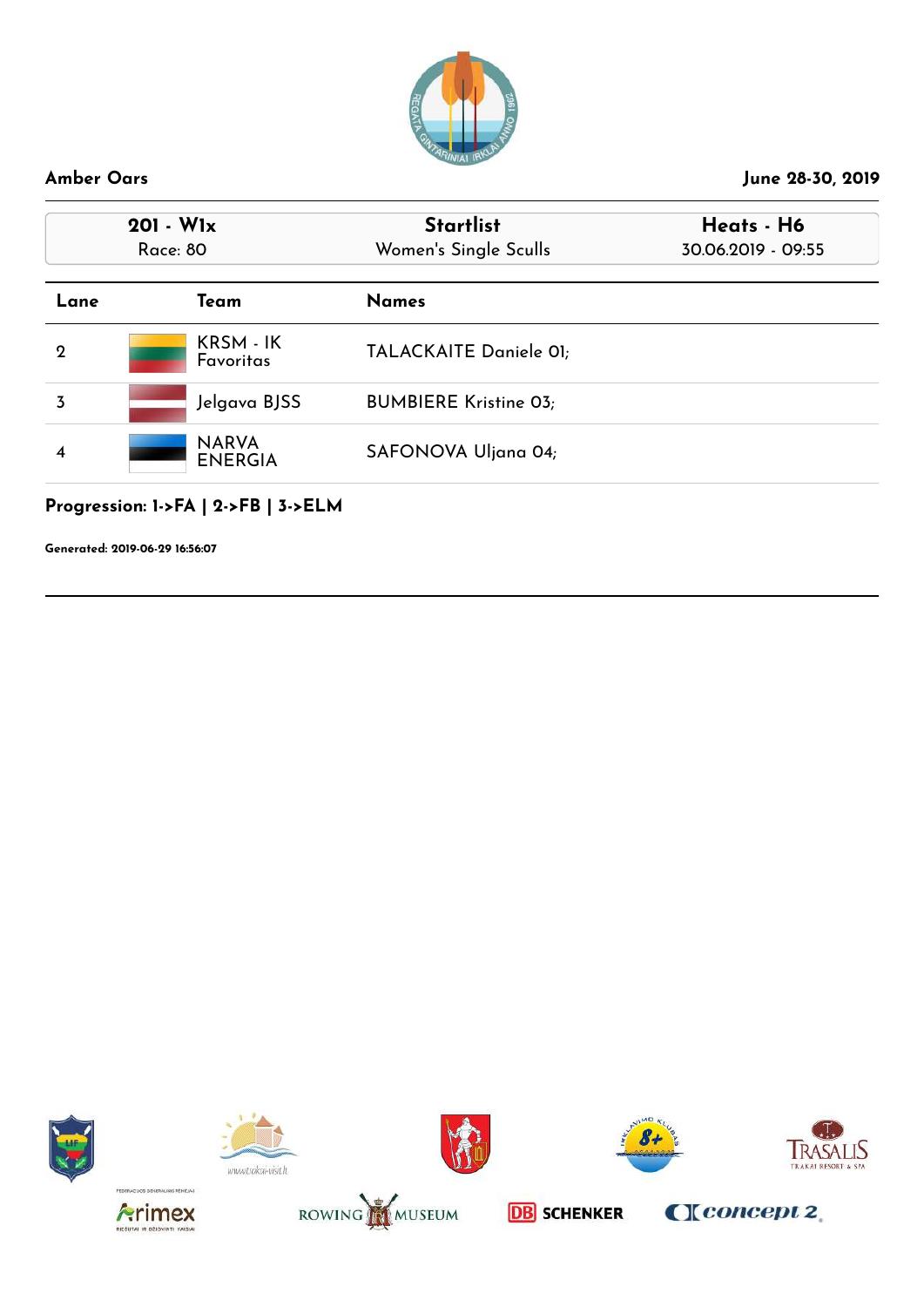**Amber Oars** June 28-30, 2019

| 201 - W1x | Startlist | Heats - H6 |
|---|---|---|
| Race: 80 | Women's Single Sculls | 30.06.2019 - 09:55 |

| Lane | Team | Names |
|---|---|---|
| 2 | KRSM - IK Favoritas | TALACKAITE Daniele 01; |
| 3 | Jelgava BJSS | BUMBIERE Kristine 03; |
| 4 | NARVA ENERGIA | SAFONOVA Uljana 04; |

**Progression: 1->FA | 2->FB | 3->ELM**

**Generated: 2019-06-29 16:56:07**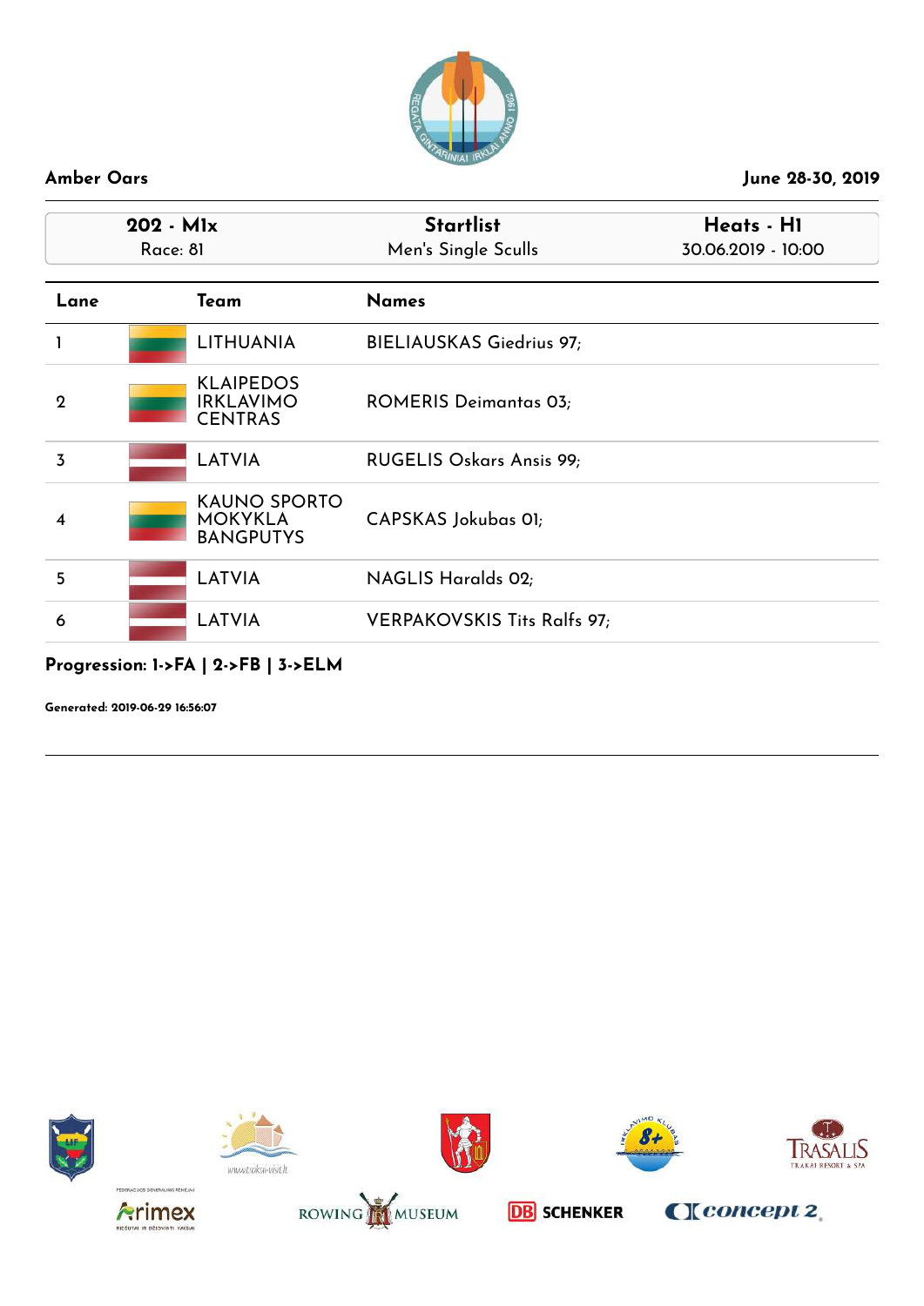**Amber Oars** — June 28-30, 2019

| 202 - M1x | Startlist | Heats - H1 |
|---|---|---|
| Race: 81 | Men's Single Sculls | 30.06.2019 - 10:00 |

| Lane | Team | Names |
|---|---|---|
| 1 | LITHUANIA | BIELIAUSKAS Giedrius 97; |
| 2 | KLAIPEDOS IRKLAVIMO CENTRAS | ROMERIS Deimantas 03; |
| 3 | LATVIA | RUGELIS Oskars Ansis 99; |
| 4 | KAUNO SPORTO MOKYKLA BANGPUTYS | CAPSKAS Jokubas 01; |
| 5 | LATVIA | NAGLIS Haralds 02; |
| 6 | LATVIA | VERPAKOVSKIS Tits Ralfs 97; |

**Progression: 1->FA | 2->FB | 3->ELM**

**Generated: 2019-06-29 16:56:07**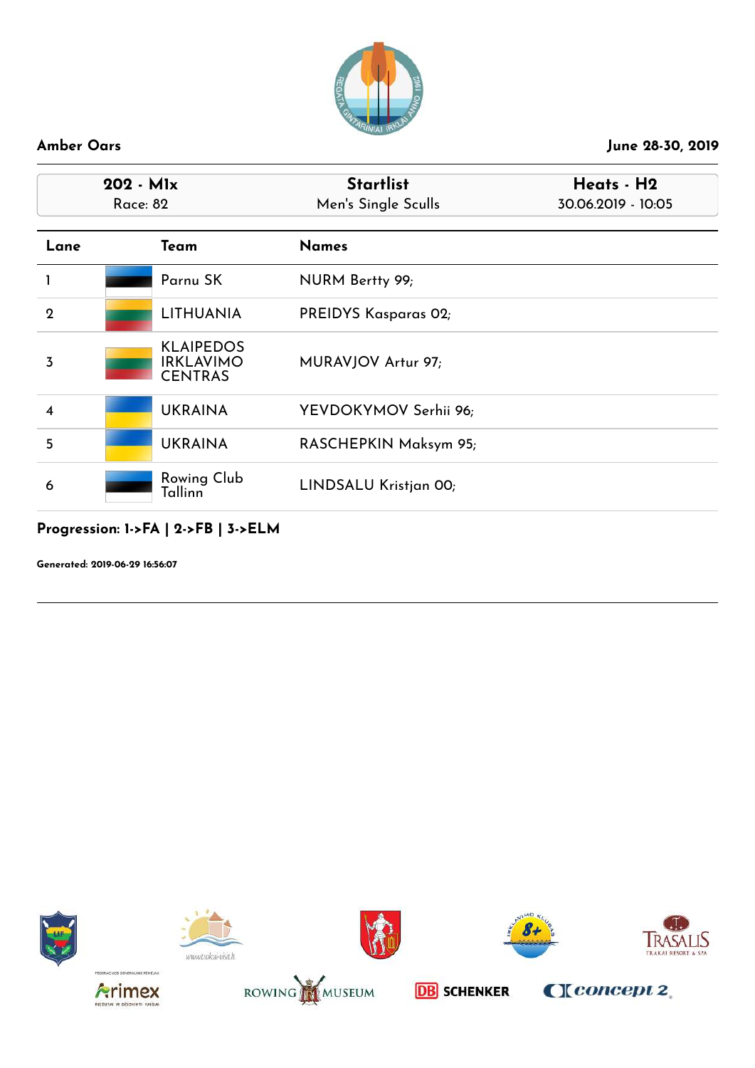**Amber Oars** June 28-30, 2019

| 202 - M1x | Startlist | Heats - H2 |
|---|---|---|
| Race: 82 | Men's Single Sculls | 30.06.2019 - 10:05 |

| Lane | Team | Names |
|---|---|---|
| 1 | Parnu SK | NURM Bertty 99; |
| 2 | LITHUANIA | PREIDYS Kasparas 02; |
| 3 | KLAIPEDOS IRKLAVIMO CENTRAS | MURAVJOV Artur 97; |
| 4 | UKRAINA | YEVDOKYMOV Serhii 96; |
| 5 | UKRAINA | RASCHEPKIN Maksym 95; |
| 6 | Rowing Club Tallinn | LINDSALU Kristjan 00; |

**Progression: 1->FA | 2->FB | 3->ELM**

**Generated: 2019-06-29 16:56:07**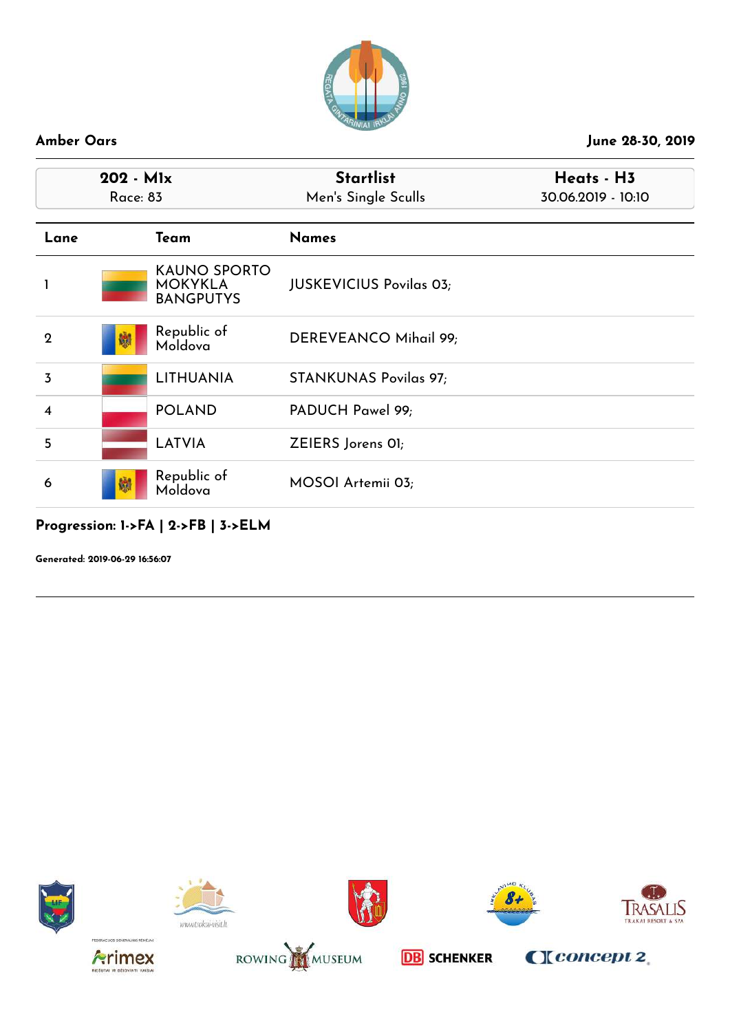**Amber Oars** **June 28-30, 2019**

| 202 - M1x<br>Race: 83 | Startlist<br>Men's Single Sculls | Heats - H3<br>30.06.2019 - 10:10 |
|---|---|---|

| Lane | Team | Names |
|---|---|---|
| 1 | KAUNO SPORTO MOKYKLA BANGPUTYS | JUSKEVICIUS Povilas 03; |
| 2 | Republic of Moldova | DEREVEANCO Mihail 99; |
| 3 | LITHUANIA | STANKUNAS Povilas 97; |
| 4 | POLAND | PADUCH Pawel 99; |
| 5 | LATVIA | ZEIERS Jorens 01; |
| 6 | Republic of Moldova | MOSOI Artemii 03; |

**Progression: 1->FA | 2->FB | 3->ELM**

**Generated: 2019-06-29 16:56:07**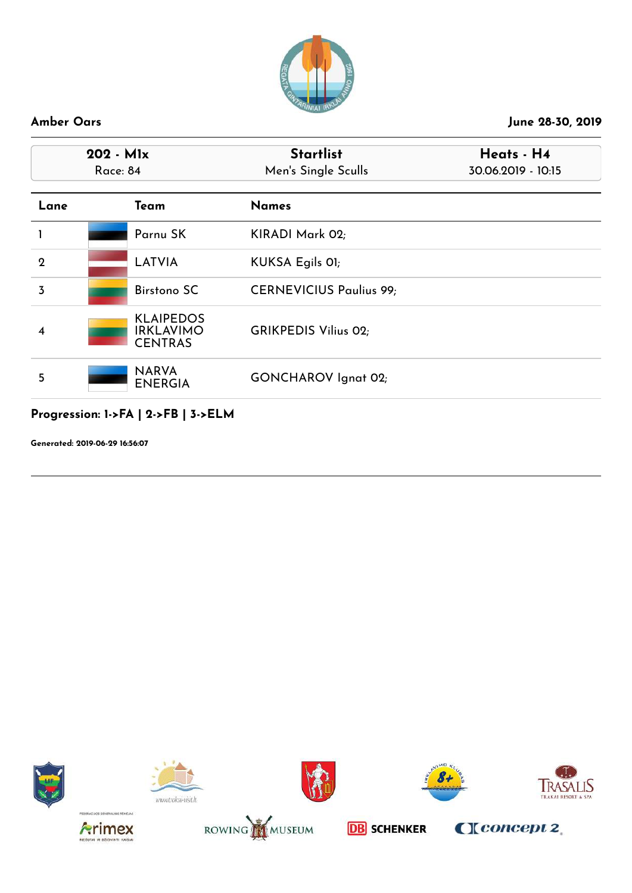**Amber Oars** | **June 28-30, 2019**

| 202 - M1x | Startlist | Heats - H4 |
|---|---|---|
| Race: 84 | Men's Single Sculls | 30.06.2019 - 10:15 |

| Lane | Team | Names |
|---|---|---|
| 1 | Parnu SK | KIRADI Mark 02; |
| 2 | LATVIA | KUKSA Egils 01; |
| 3 | Birstono SC | CERNEVICIUS Paulius 99; |
| 4 | KLAIPEDOS IRKLAVIMO CENTRAS | GRIKPEDIS Vilius 02; |
| 5 | NARVA ENERGIA | GONCHAROV Ignat 02; |

**Progression: 1->FA | 2->FB | 3->ELM**

**Generated: 2019-06-29 16:56:07**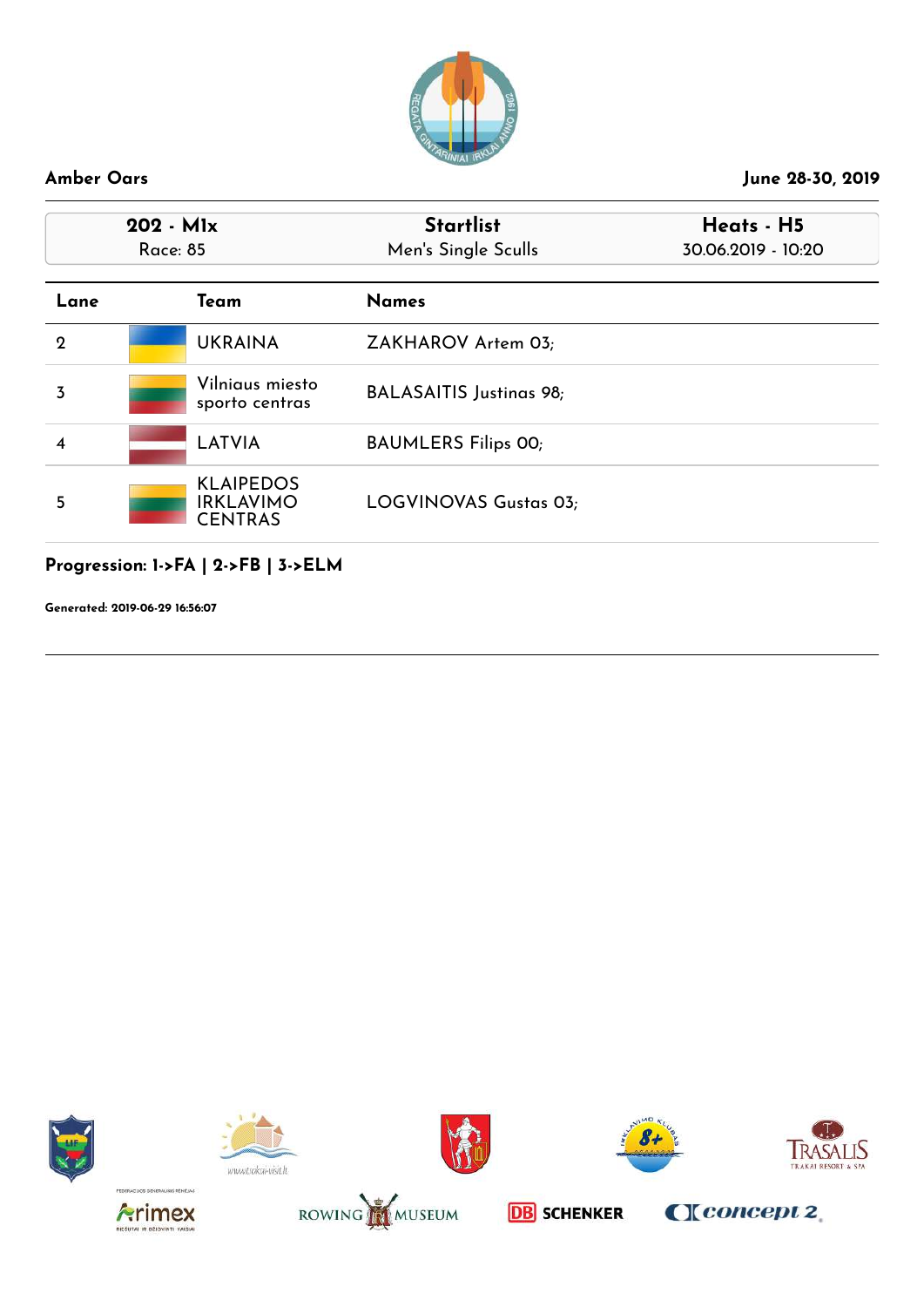**Amber Oars** June 28-30, 2019

| 202 - M1x | Startlist | Heats - H5 |
|---|---|---|
| Race: 85 | Men's Single Sculls | 30.06.2019 - 10:20 |

| Lane | Team | Names |
|---|---|---|
| 2 | UKRAINA | ZAKHAROV Artem 03; |
| 3 | Vilniaus miesto sporto centras | BALASAITIS Justinas 98; |
| 4 | LATVIA | BAUMLERS Filips 00; |
| 5 | KLAIPEDOS IRKLAVIMO CENTRAS | LOGVINOVAS Gustas 03; |

**Progression: 1->FA | 2->FB | 3->ELM**

**Generated: 2019-06-29 16:56:07**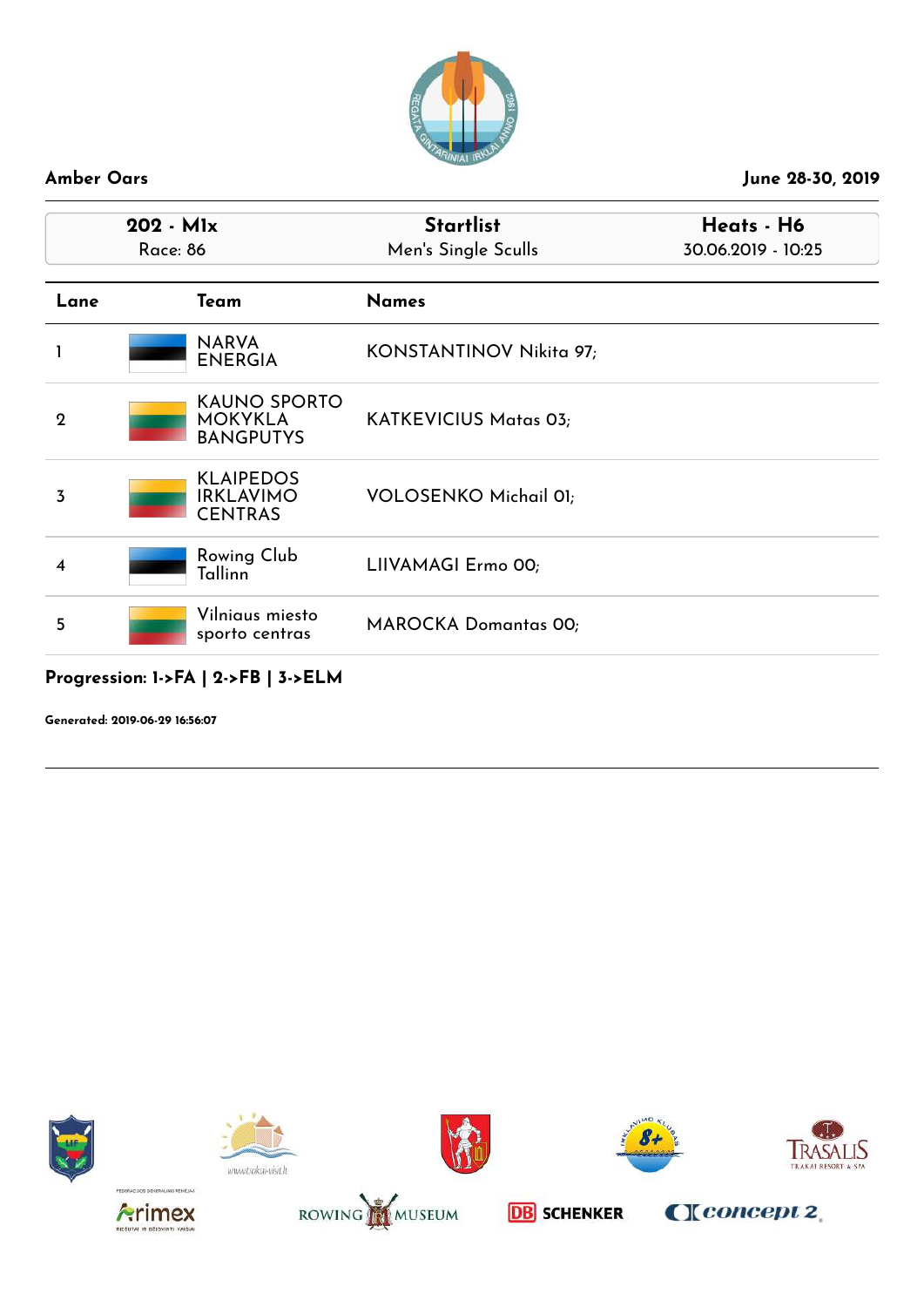**Amber Oars** | **June 28-30, 2019**

| **202 - M1x** Race: 86 | **Startlist** Men's Single Sculls | **Heats - H6** 30.06.2019 - 10:25 |
|---|---|---|

| Lane | Team | Names |
|---|---|---|
| 1 | NARVA ENERGIA | KONSTANTINOV Nikita 97; |
| 2 | KAUNO SPORTO MOKYKLA BANGPUTYS | KATKEVICIUS Matas 03; |
| 3 | KLAIPEDOS IRKLAVIMO CENTRAS | VOLOSENKO Michail 01; |
| 4 | Rowing Club Tallinn | LIIVAMAGI Ermo 00; |
| 5 | Vilniaus miesto sporto centras | MAROCKA Domantas 00; |

**Progression: 1->FA | 2->FB | 3->ELM**

**Generated: 2019-06-29 16:56:07**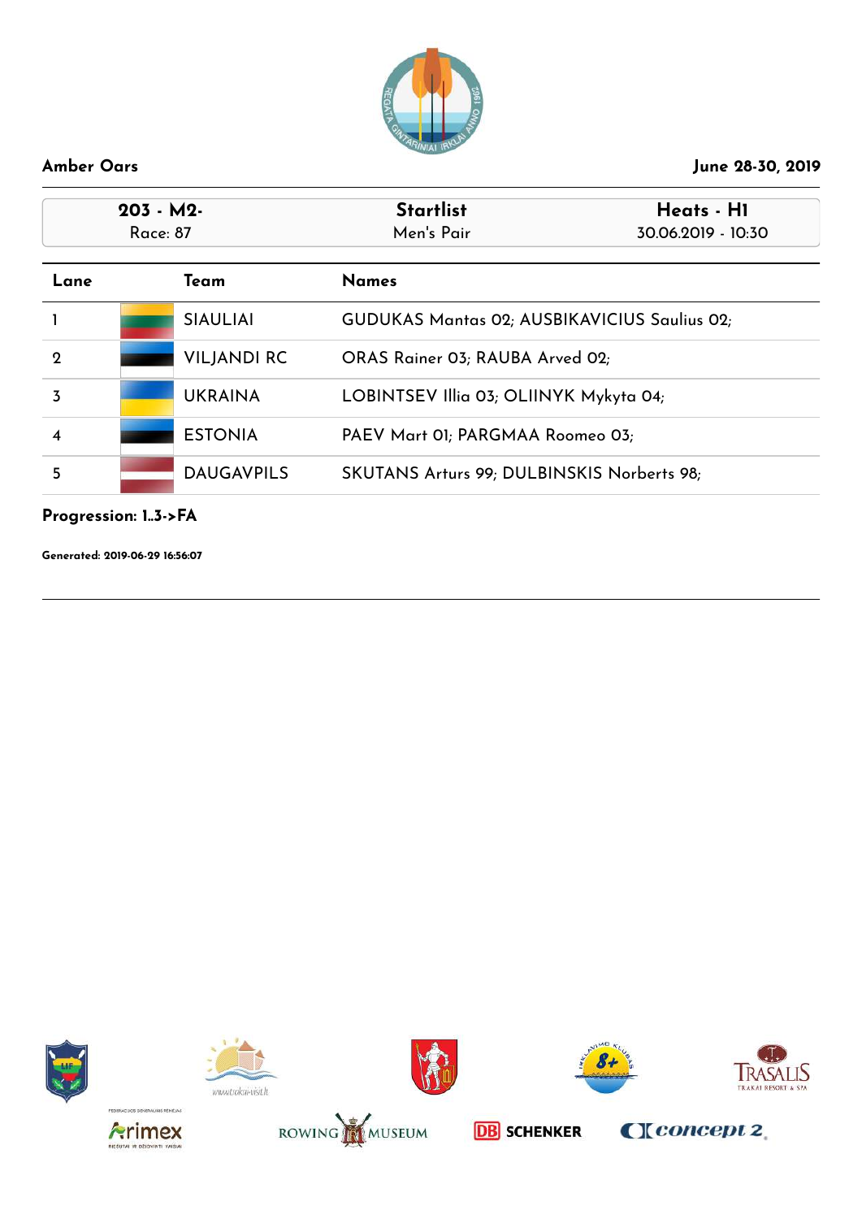**Amber Oars** | **June 28-30, 2019**

| **203 - M2-** | **Startlist** | **Heats - H1** |
|---|---|---|
| Race: 87 | Men's Pair | 30.06.2019 - 10:30 |

| Lane | Team | Names |
|---|---|---|
| 1 | SIAULIAI | GUDUKAS Mantas 02; AUSBIKAVICIUS Saulius 02; |
| 2 | VILJANDI RC | ORAS Rainer 03; RAUBA Arved 02; |
| 3 | UKRAINA | LOBINTSEV Illia 03; OLIINYK Mykyta 04; |
| 4 | ESTONIA | PAEV Mart 01; PARGMAA Roomeo 03; |
| 5 | DAUGAVPILS | SKUTANS Arturs 99; DULBINSKIS Norberts 98; |

**Progression: 1..3->FA**

**Generated: 2019-06-29 16:56:07**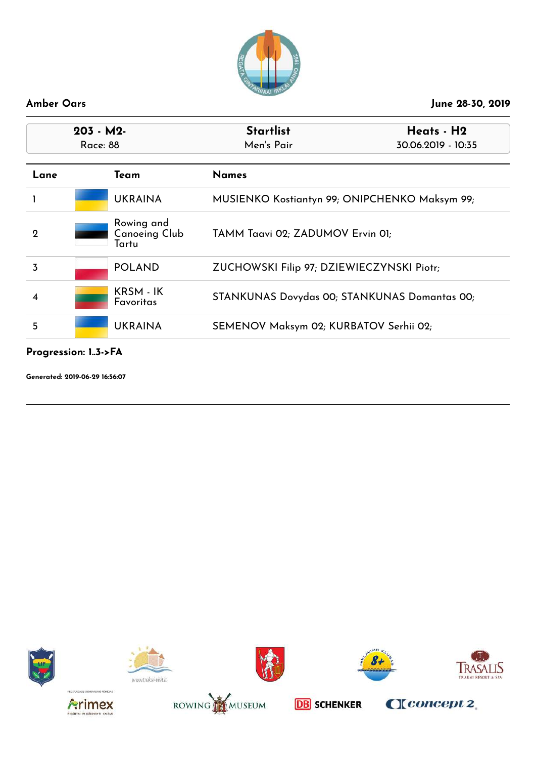**Amber Oars** | **June 28-30, 2019**

| **203 - M2-** Race: 88 | **Startlist** Men's Pair | **Heats - H2** 30.06.2019 - 10:35 |
|---|---|---|

| Lane | Team | Names |
|---|---|---|
| 1 | UKRAINA | MUSIENKO Kostiantyn 99; ONIPCHENKO Maksym 99; |
| 2 | Rowing and Canoeing Club Tartu | TAMM Taavi 02; ZADUMOV Ervin 01; |
| 3 | POLAND | ZUCHOWSKI Filip 97; DZIEWIECZYNSKI Piotr; |
| 4 | KRSM - IK Favoritas | STANKUNAS Dovydas 00; STANKUNAS Domantas 00; |
| 5 | UKRAINA | SEMENOV Maksym 02; KURBATOV Serhii 02; |

**Progression: 1..3->FA**

**Generated: 2019-06-29 16:56:07**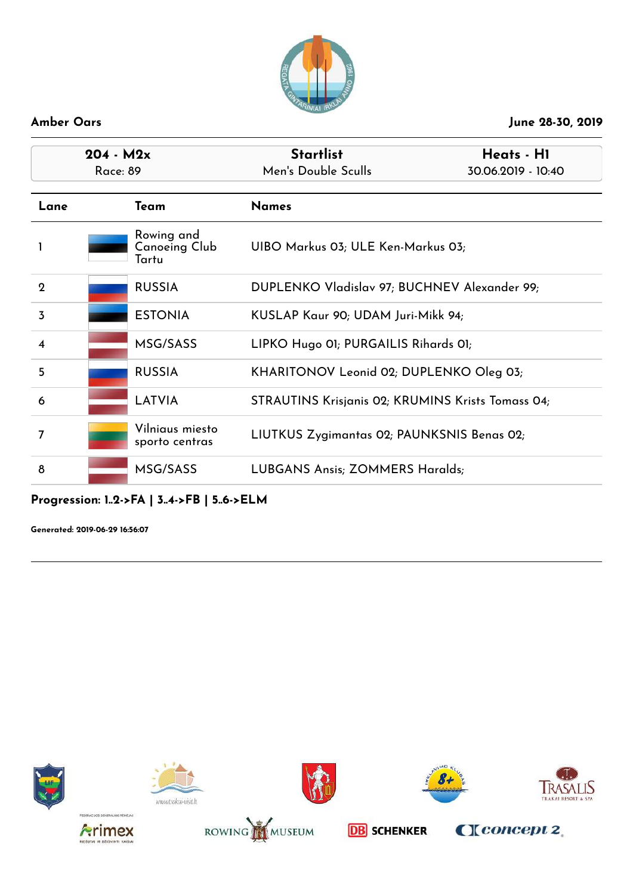**Amber Oars** — **June 28-30, 2019**

| 204 - M2x | Startlist | Heats - H1 |
|---|---|---|
| Race: 89 | Men's Double Sculls | 30.06.2019 - 10:40 |

| Lane | Team | Names |
|---|---|---|
| 1 | Rowing and Canoeing Club Tartu | UIBO Markus 03; ULE Ken-Markus 03; |
| 2 | RUSSIA | DUPLENKO Vladislav 97; BUCHNEV Alexander 99; |
| 3 | ESTONIA | KUSLAP Kaur 90; UDAM Juri-Mikk 94; |
| 4 | MSG/SASS | LIPKO Hugo 01; PURGAILIS Rihards 01; |
| 5 | RUSSIA | KHARITONOV Leonid 02; DUPLENKO Oleg 03; |
| 6 | LATVIA | STRAUTINS Krisjanis 02; KRUMINS Krists Tomass 04; |
| 7 | Vilniaus miesto sporto centras | LIUTKUS Zygimantas 02; PAUNKSNIS Benas 02; |
| 8 | MSG/SASS | LUBGANS Ansis; ZOMMERS Haralds; |

**Progression: 1..2->FA | 3..4->FB | 5..6->ELM**

**Generated: 2019-06-29 16:56:07**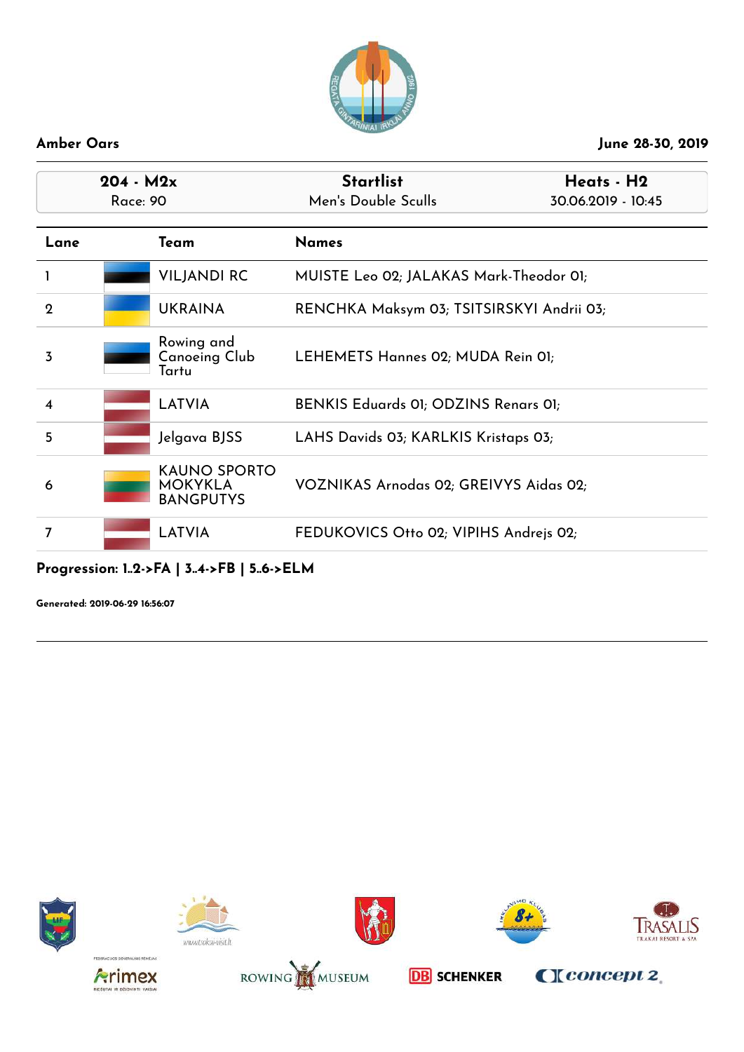**Amber Oars** | **June 28-30, 2019**

| 204 - M2x<br>Race: 90 | Startlist<br>Men's Double Sculls | Heats - H2<br>30.06.2019 - 10:45 |
|---|---|---|

| Lane | Team | Names |
|---|---|---|
| 1 | VILJANDI RC | MUISTE Leo 02; JALAKAS Mark-Theodor 01; |
| 2 | UKRAINA | RENCHKA Maksym 03; TSITSIRSKYI Andrii 03; |
| 3 | Rowing and Canoeing Club Tartu | LEHEMETS Hannes 02; MUDA Rein 01; |
| 4 | LATVIA | BENKIS Eduards 01; ODZINS Renars 01; |
| 5 | Jelgava BJSS | LAHS Davids 03; KARLKIS Kristaps 03; |
| 6 | KAUNO SPORTO MOKYKLA BANGPUTYS | VOZNIKAS Arnodas 02; GREIVYS Aidas 02; |
| 7 | LATVIA | FEDUKOVICS Otto 02; VIPIHS Andrejs 02; |

**Progression: 1..2->FA | 3..4->FB | 5..6->ELM**

**Generated: 2019-06-29 16:56:07**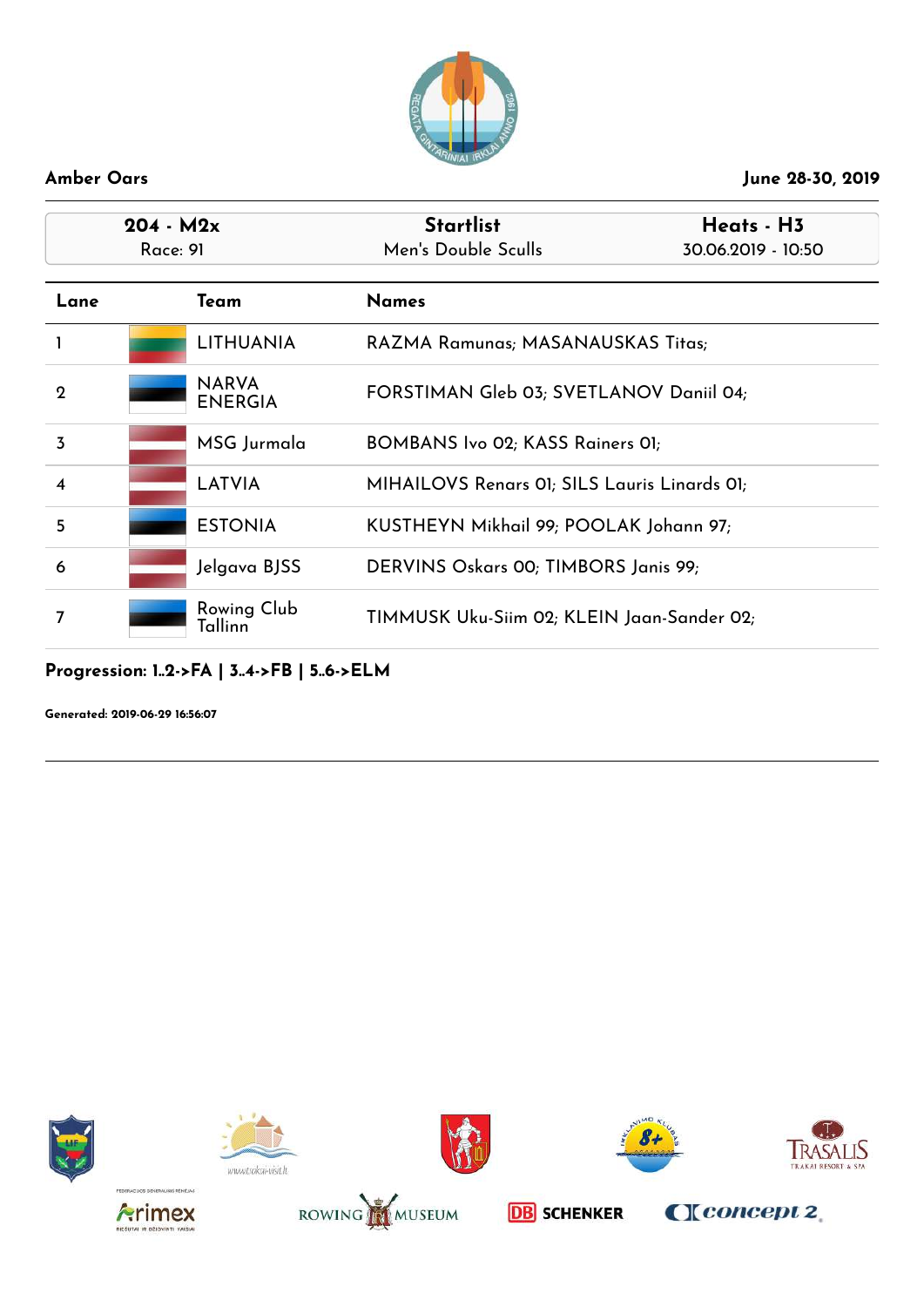**Amber Oars** | **June 28-30, 2019**

| 204 - M2x | Startlist | Heats - H3 |
|---|---|---|
| Race: 91 | Men's Double Sculls | 30.06.2019 - 10:50 |

| Lane | Team | Names |
|---|---|---|
| 1 | LITHUANIA | RAZMA Ramunas; MASANAUSKAS Titas; |
| 2 | NARVA ENERGIA | FORSTIMAN Gleb 03; SVETLANOV Daniil 04; |
| 3 | MSG Jurmala | BOMBANS Ivo 02; KASS Rainers 01; |
| 4 | LATVIA | MIHAILOVS Renars 01; SILS Lauris Linards 01; |
| 5 | ESTONIA | KUSTHEYN Mikhail 99; POOLAK Johann 97; |
| 6 | Jelgava BJSS | DERVINS Oskars 00; TIMBORS Janis 99; |
| 7 | Rowing Club Tallinn | TIMMUSK Uku-Siim 02; KLEIN Jaan-Sander 02; |

**Progression: 1..2->FA | 3..4->FB | 5..6->ELM**

**Generated: 2019-06-29 16:56:07**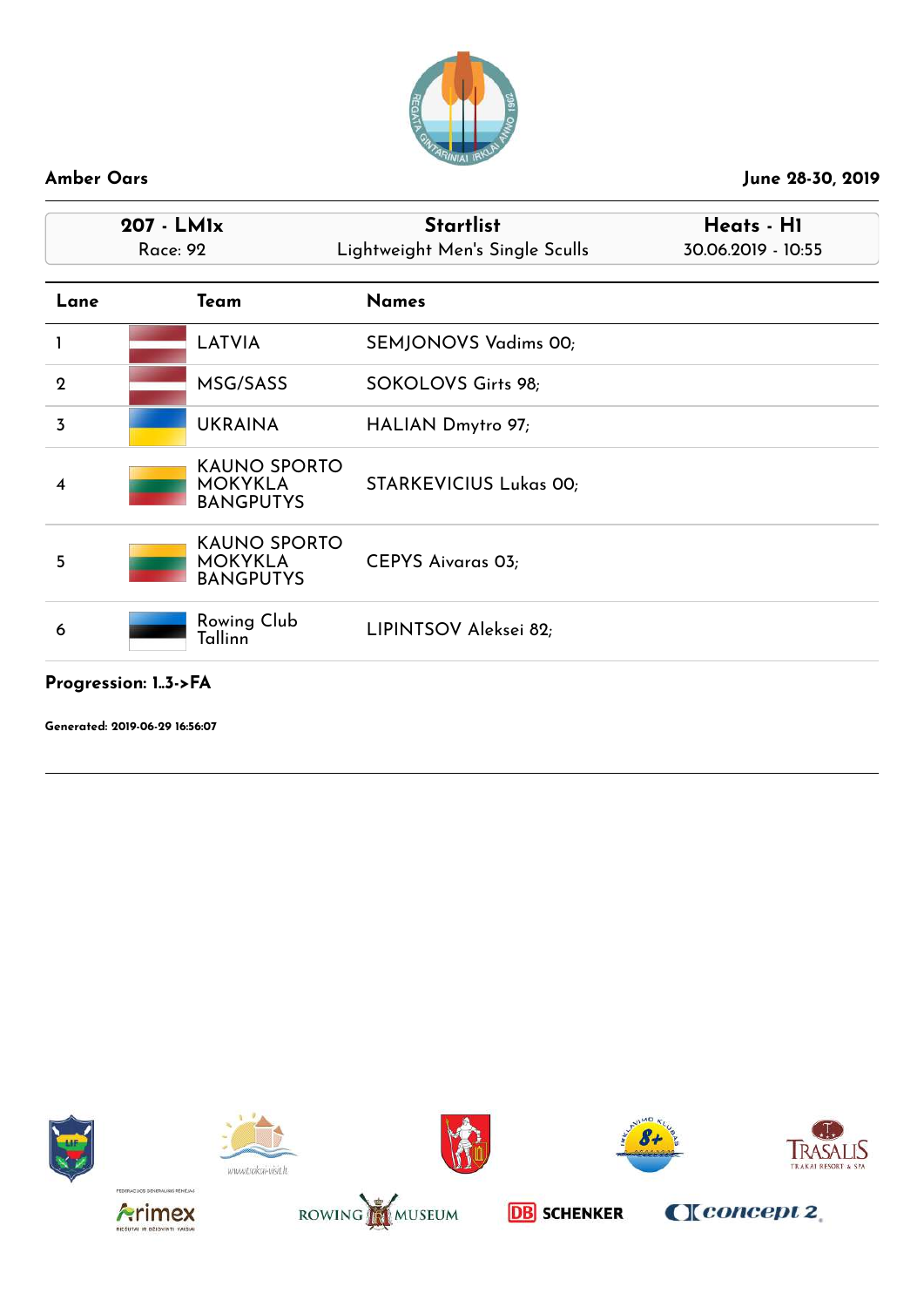**Amber Oars** | **June 28-30, 2019**

| **207 - LM1x**<br>Race: 92 | **Startlist**<br>Lightweight Men's Single Sculls | **Heats - H1**<br>30.06.2019 - 10:55 |
|---|---|---|

| Lane | Team | Names |
|---|---|---|
| 1 | LATVIA | SEMJONOVS Vadims 00; |
| 2 | MSG/SASS | SOKOLOVS Girts 98; |
| 3 | UKRAINA | HALIAN Dmytro 97; |
| 4 | KAUNO SPORTO MOKYKLA BANGPUTYS | STARKEVICIUS Lukas 00; |
| 5 | KAUNO SPORTO MOKYKLA BANGPUTYS | CEPYS Aivaras 03; |
| 6 | Rowing Club Tallinn | LIPINTSOV Aleksei 82; |

**Progression: 1..3->FA**

**Generated: 2019-06-29 16:56:07**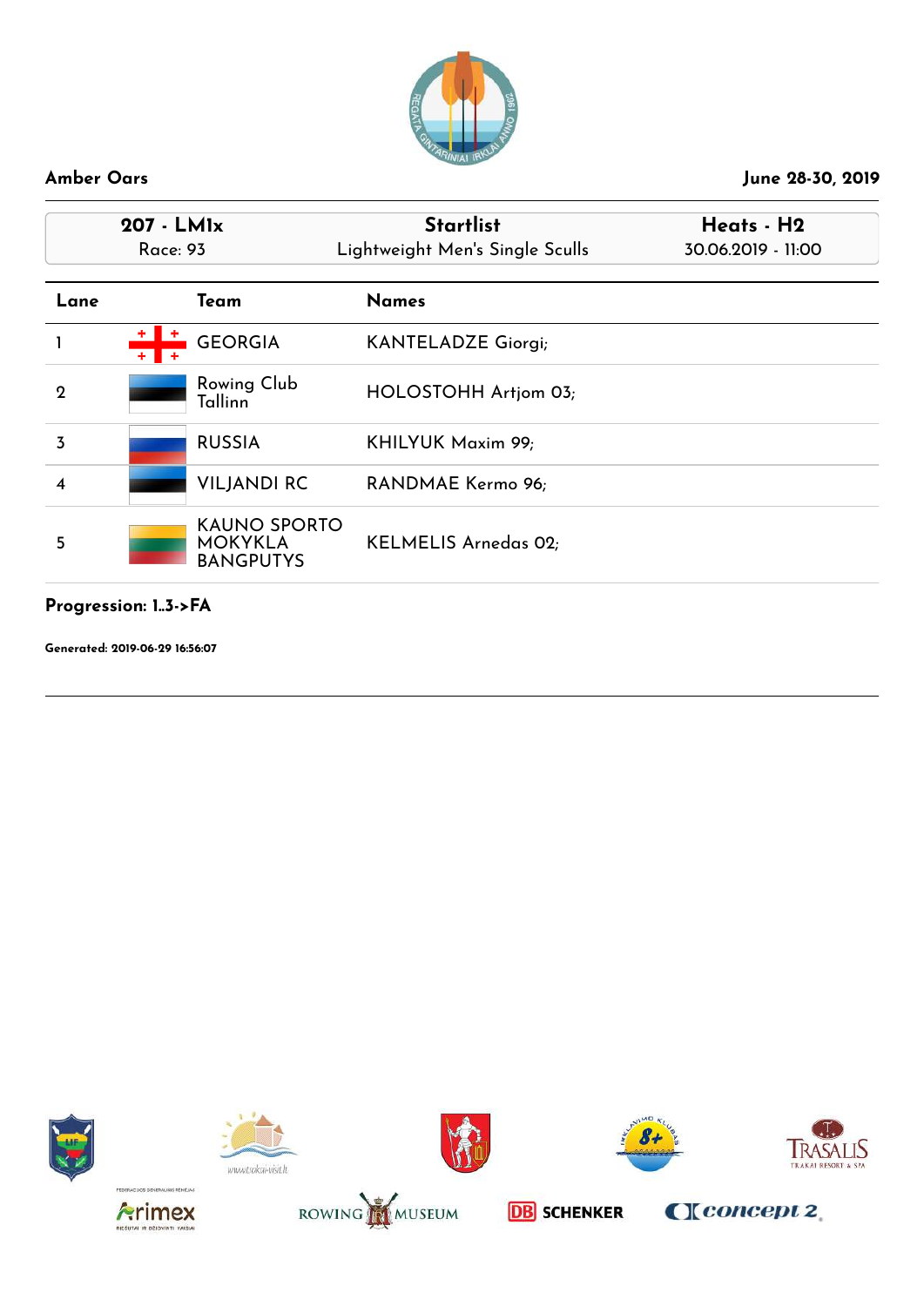**Amber Oars** June 28-30, 2019

| 207 - LM1x | Startlist | Heats - H2 |
|---|---|---|
| Race: 93 | Lightweight Men's Single Sculls | 30.06.2019 - 11:00 |

| Lane | Team | Names |
|---|---|---|
| 1 | GEORGIA | KANTELADZE Giorgi; |
| 2 | Rowing Club Tallinn | HOLOSTOHH Artjom 03; |
| 3 | RUSSIA | KHILYUK Maxim 99; |
| 4 | VILJANDI RC | RANDMAE Kermo 96; |
| 5 | KAUNO SPORTO MOKYKLA BANGPUTYS | KELMELIS Arnedas 02; |

**Progression: 1..3->FA**

**Generated: 2019-06-29 16:56:07**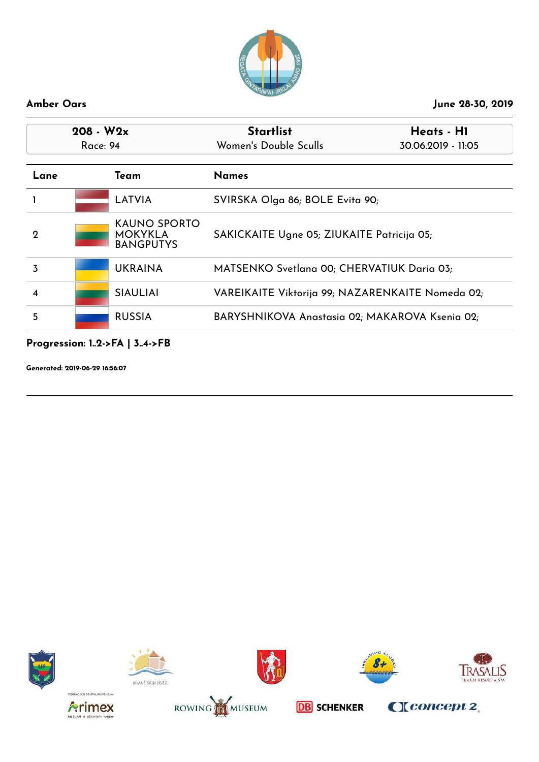Amber Oars

June 28-30, 2019

| 208 - W2x | Startlist | Heats - H1 |
| --- | --- | --- |
| Race: 94 | Women's Double Sculls | 30.06.2019 - 11:05 |

| Lane | Team | Names |
| --- | --- | --- |
| 1 | LATVIA | SVIRSKA Olga 86; BOLE Evita 90; |
| 2 | KAUNO SPORTO MOKYKLA BANGPUTYS | SAKICKAITE Ugne 05; ZIUKAITE Patricija 05; |
| 3 | UKRAINA | MATSENKO Svetlana 00; CHERVATIUK Daria 03; |
| 4 | SIAULIAI | VAREIKAITE Viktorija 99; NAZARENKAITE Nomeda 02; |
| 5 | RUSSIA | BARYSHNIKOVA Anastasia 02; MAKAROVA Ksenia 02; |

**Progression: 1..2->FA | 3..4->FB**

**Generated: 2019-06-29 16:56:07**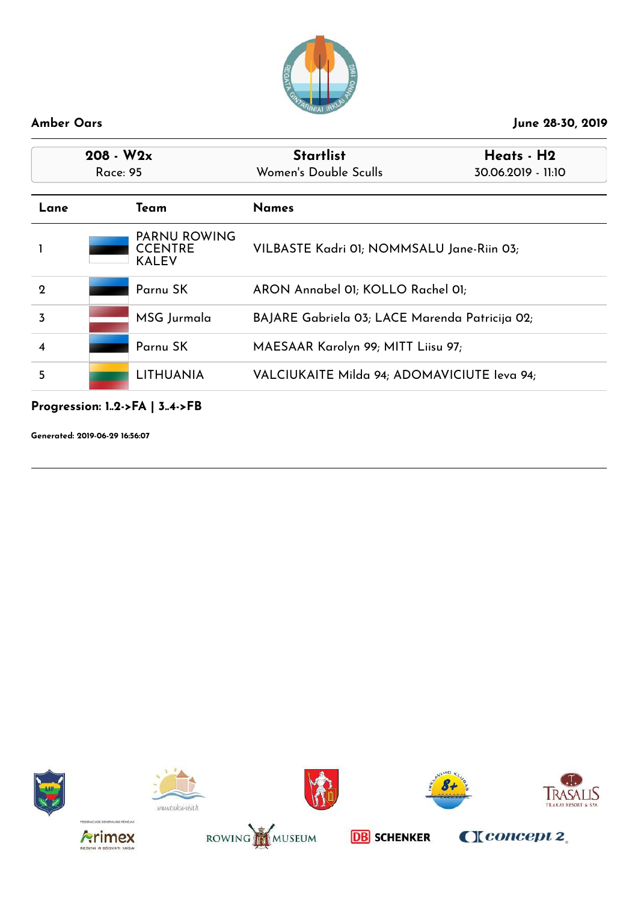**Amber Oars** — **June 28-30, 2019**

| 208 - W2x | Startlist | Heats - H2 |
|---|---|---|
| Race: 95 | Women's Double Sculls | 30.06.2019 - 11:10 |

| Lane | Team | Names |
|---|---|---|
| 1 | PARNU ROWING CCENTRE KALEV | VILBASTE Kadri 01; NOMMSALU Jane-Riin 03; |
| 2 | Parnu SK | ARON Annabel 01; KOLLO Rachel 01; |
| 3 | MSG Jurmala | BAJARE Gabriela 03; LACE Marenda Patricija 02; |
| 4 | Parnu SK | MAESAAR Karolyn 99; MITT Liisu 97; |
| 5 | LITHUANIA | VALCIUKAITE Milda 94; ADOMAVICIUTE Ieva 94; |

**Progression: 1..2->FA | 3..4->FB**

**Generated: 2019-06-29 16:56:07**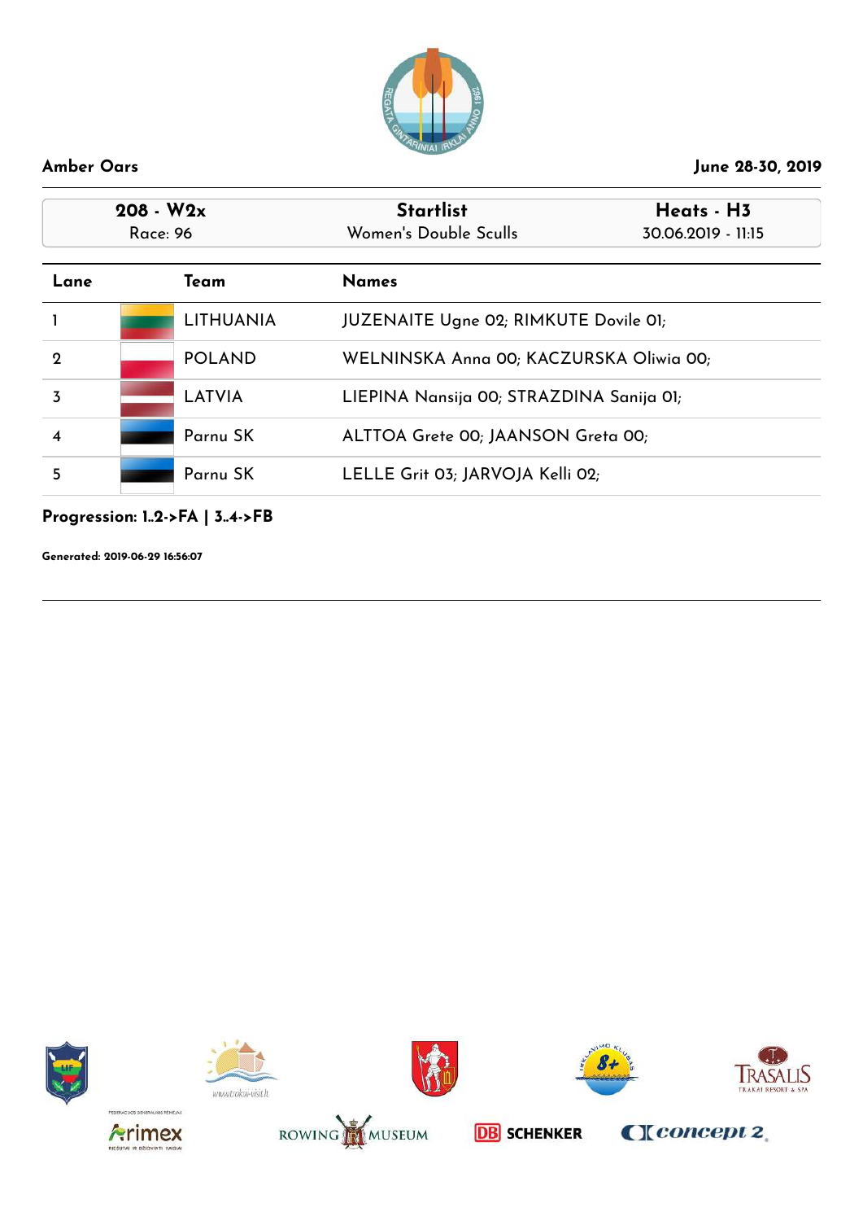**Amber Oars** **June 28-30, 2019**

| 208 - W2x | Startlist | Heats - H3 |
|---|---|---|
| Race: 96 | Women's Double Sculls | 30.06.2019 - 11:15 |

| Lane | Team | Names |
|---|---|---|
| 1 | LITHUANIA | JUZENAITE Ugne 02; RIMKUTE Dovile 01; |
| 2 | POLAND | WELNINSKA Anna 00; KACZURSKA Oliwia 00; |
| 3 | LATVIA | LIEPINA Nansija 00; STRAZDINA Sanija 01; |
| 4 | Parnu SK | ALTTOA Grete 00; JAANSON Greta 00; |
| 5 | Parnu SK | LELLE Grit 03; JARVOJA Kelli 02; |

**Progression: 1..2->FA | 3..4->FB**

**Generated: 2019-06-29 16:56:07**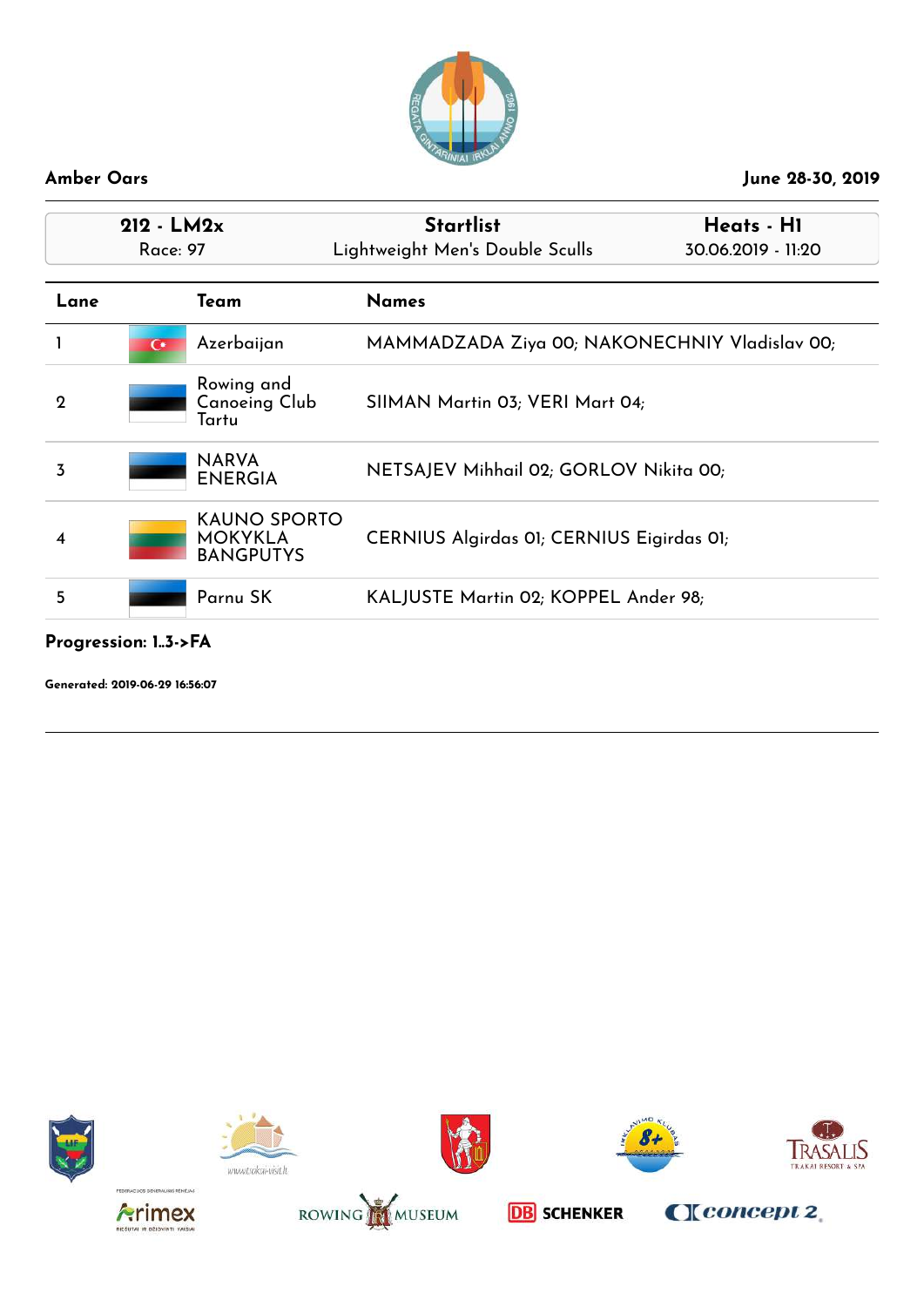**Amber Oars** — **June 28-30, 2019**

| 212 - LM2x | Startlist | Heats - H1 |
|---|---|---|
| Race: 97 | Lightweight Men's Double Sculls | 30.06.2019 - 11:20 |

| Lane | Team | Names |
|---|---|---|
| 1 | Azerbaijan | MAMMADZADA Ziya 00; NAKONECHNIY Vladislav 00; |
| 2 | Rowing and Canoeing Club Tartu | SIIMAN Martin 03; VERI Mart 04; |
| 3 | NARVA ENERGIA | NETSAJEV Mihhail 02; GORLOV Nikita 00; |
| 4 | KAUNO SPORTO MOKYKLA BANGPUTYS | CERNIUS Algirdas 01; CERNIUS Eigirdas 01; |
| 5 | Parnu SK | KALJUSTE Martin 02; KOPPEL Ander 98; |

**Progression: 1..3->FA**

**Generated: 2019-06-29 16:56:07**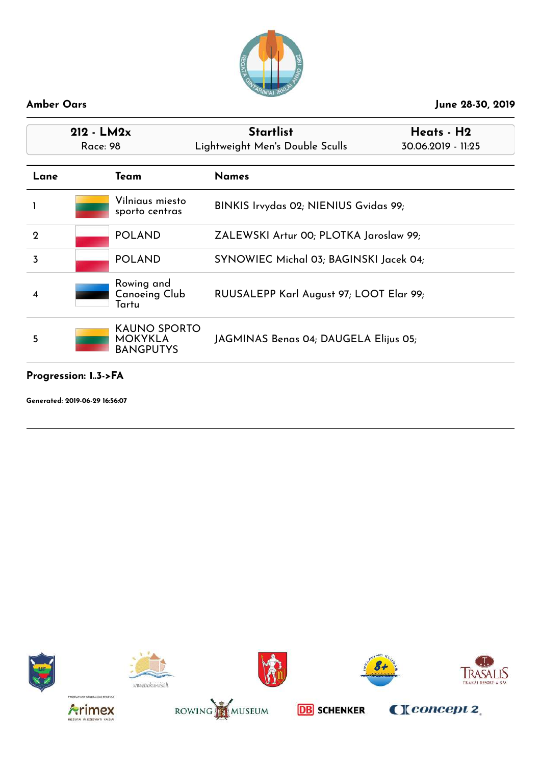**Amber Oars** June 28-30, 2019

| 212 - LM2x | Startlist | Heats - H2 |
|---|---|---|
| Race: 98 | Lightweight Men's Double Sculls | 30.06.2019 - 11:25 |

| Lane | Team | Names |
|---|---|---|
| 1 | Vilniaus miesto sporto centras | BINKIS Irvydas 02; NIENIUS Gvidas 99; |
| 2 | POLAND | ZALEWSKI Artur 00; PLOTKA Jaroslaw 99; |
| 3 | POLAND | SYNOWIEC Michal 03; BAGINSKI Jacek 04; |
| 4 | Rowing and Canoeing Club Tartu | RUUSALEPP Karl August 97; LOOT Elar 99; |
| 5 | KAUNO SPORTO MOKYKLA BANGPUTYS | JAGMINAS Benas 04; DAUGELA Elijus 05; |

**Progression: 1..3->FA**

**Generated: 2019-06-29 16:56:07**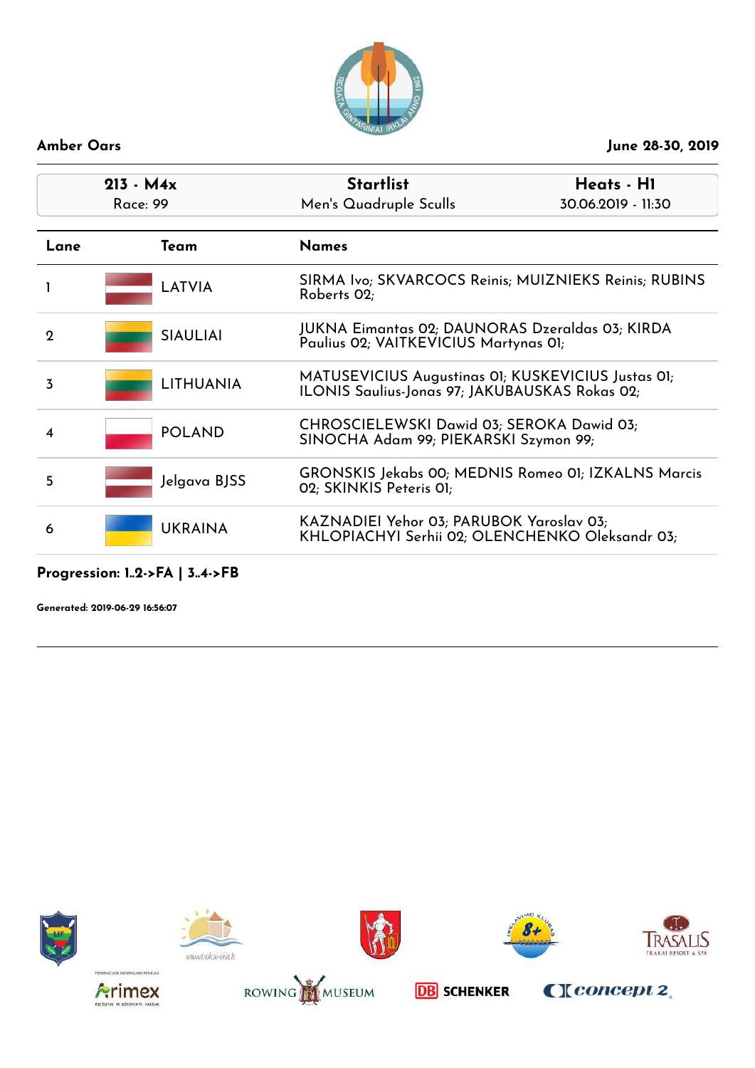**Amber Oars** — June 28-30, 2019

| 213 - M4x | Startlist | Heats - H1 |
| --- | --- | --- |
| Race: 99 | Men's Quadruple Sculls | 30.06.2019 - 11:30 |

| Lane | Team | Names |
| --- | --- | --- |
| 1 | LATVIA | SIRMA Ivo; SKVARCOCS Reinis; MUIZNIEKS Reinis; RUBINS Roberts 02; |
| 2 | SIAULIAI | JUKNA Eimantas 02; DAUNORAS Dzeraldas 03; KIRDA Paulius 02; VAITKEVICIUS Martynas 01; |
| 3 | LITHUANIA | MATUSEVICIUS Augustinas 01; KUSKEVICIUS Justas 01; ILONIS Saulius-Jonas 97; JAKUBAUSKAS Rokas 02; |
| 4 | POLAND | CHROSCIELEWSKI Dawid 03; SEROKA Dawid 03; SINOCHA Adam 99; PIEKARSKI Szymon 99; |
| 5 | Jelgava BJSS | GRONSKIS Jekabs 00; MEDNIS Romeo 01; IZKALNS Marcis 02; SKINKIS Peteris 01; |
| 6 | UKRAINA | KAZNADIEI Yehor 03; PARUBOK Yaroslav 03; KHLOPIACHYI Serhii 02; OLENCHENKO Oleksandr 03; |

**Progression: 1..2->FA | 3..4->FB**

**Generated: 2019-06-29 16:56:07**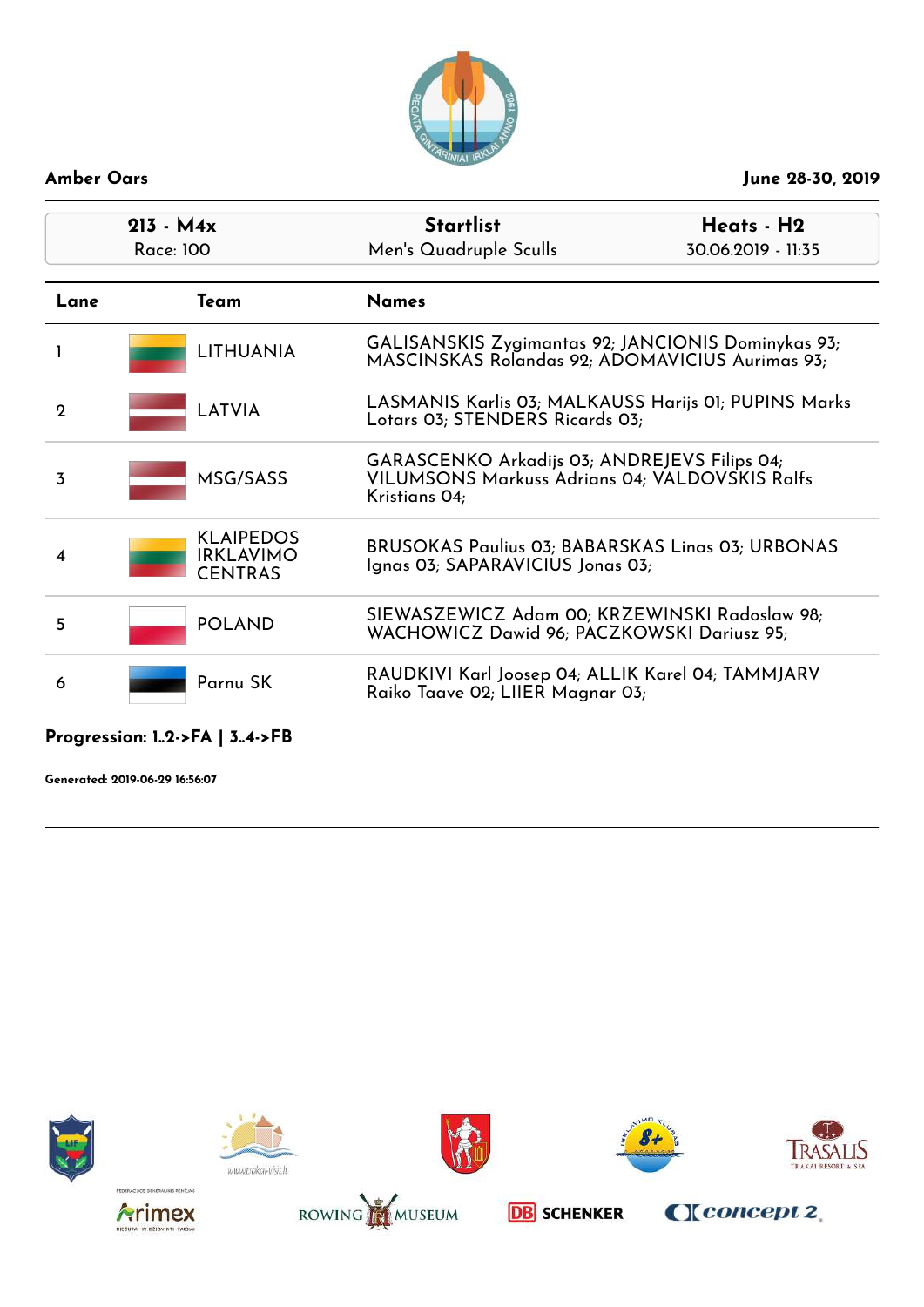**Amber Oars** | **June 28-30, 2019**

| 213 - M4x Race: 100 | Startlist Men's Quadruple Sculls | Heats - H2 30.06.2019 - 11:35 |
|---|---|---|

| Lane | Team | Names |
|---|---|---|
| 1 | LITHUANIA | GALISANSKIS Zygimantas 92; JANCIONIS Dominykas 93; MASCINSKAS Rolandas 92; ADOMAVICIUS Aurimas 93; |
| 2 | LATVIA | LASMANIS Karlis 03; MALKAUSS Harijs 01; PUPINS Marks Lotars 03; STENDERS Ricards 03; |
| 3 | MSG/SASS | GARASCENKO Arkadijs 03; ANDREJEVS Filips 04; VILUMSONS Markuss Adrians 04; VALDOVSKIS Ralfs Kristians 04; |
| 4 | KLAIPEDOS IRKLAVIMO CENTRAS | BRUSOKAS Paulius 03; BABARSKAS Linas 03; URBONAS Ignas 03; SAPARAVICIUS Jonas 03; |
| 5 | POLAND | SIEWASZEWICZ Adam 00; KRZEWINSKI Radoslaw 98; WACHOWICZ Dawid 96; PACZKOWSKI Dariusz 95; |
| 6 | Parnu SK | RAUDKIVI Karl Joosep 04; ALLIK Karel 04; TAMMJARV Raiko Taave 02; LIIER Magnar 03; |

**Progression: 1..2->FA | 3..4->FB**

**Generated: 2019-06-29 16:56:07**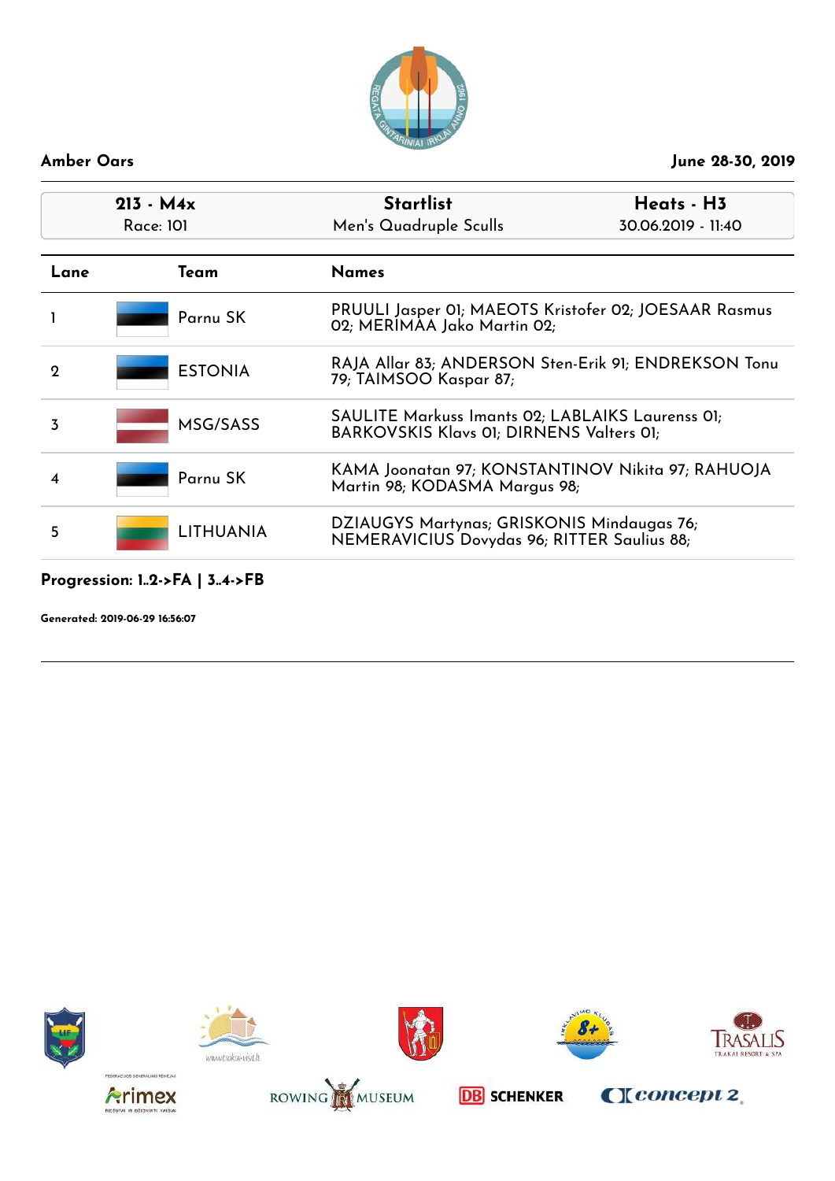**Amber Oars** — **June 28-30, 2019**

| 213 - M4x | Startlist | Heats - H3 |
|---|---|---|
| Race: 101 | Men's Quadruple Sculls | 30.06.2019 - 11:40 |

| Lane | Team | Names |
|---|---|---|
| 1 | Parnu SK | PRUULI Jasper 01; MAEOTS Kristofer 02; JOESAAR Rasmus 02; MERIMAA Jako Martin 02; |
| 2 | ESTONIA | RAJA Allar 83; ANDERSON Sten-Erik 91; ENDREKSON Tonu 79; TAIMSOO Kaspar 87; |
| 3 | MSG/SASS | SAULITE Markuss Imants 02; LABLAIKS Laurenss 01; BARKOVSKIS Klavs 01; DIRNENS Valters 01; |
| 4 | Parnu SK | KAMA Joonatan 97; KONSTANTINOV Nikita 97; RAHUOJA Martin 98; KODASMA Margus 98; |
| 5 | LITHUANIA | DZIAUGYS Martynas; GRISKONIS Mindaugas 76; NEMERAVICIUS Dovydas 96; RITTER Saulius 88; |

**Progression: 1..2->FA | 3..4->FB**

**Generated: 2019-06-29 16:56:07**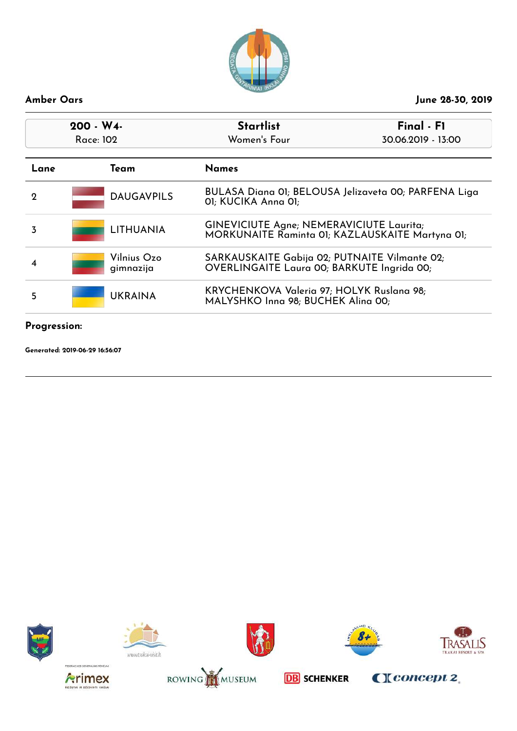**Amber Oars** June 28-30, 2019

| 200 - W4- | Startlist | Final - F1 |
|---|---|---|
| Race: 102 | Women's Four | 30.06.2019 - 13:00 |

| Lane | Team | Names |
|---|---|---|
| 2 | DAUGAVPILS | BULASA Diana 01; BELOUSA Jelizaveta 00; PARFENA Liga 01; KUCIKA Anna 01; |
| 3 | LITHUANIA | GINEVICIUTE Agne; NEMERAVICIUTE Laurita; MORKUNAITE Raminta 01; KAZLAUSKAITE Martyna 01; |
| 4 | Vilnius Ozo gimnazija | SARKAUSKAITE Gabija 02; PUTNAITE Vilmante 02; OVERLINGAITE Laura 00; BARKUTE Ingrida 00; |
| 5 | UKRAINA | KRYCHENKOVA Valeria 97; HOLYK Ruslana 98; MALYSHKO Inna 98; BUCHEK Alina 00; |

**Progression:**

**Generated: 2019-06-29 16:56:07**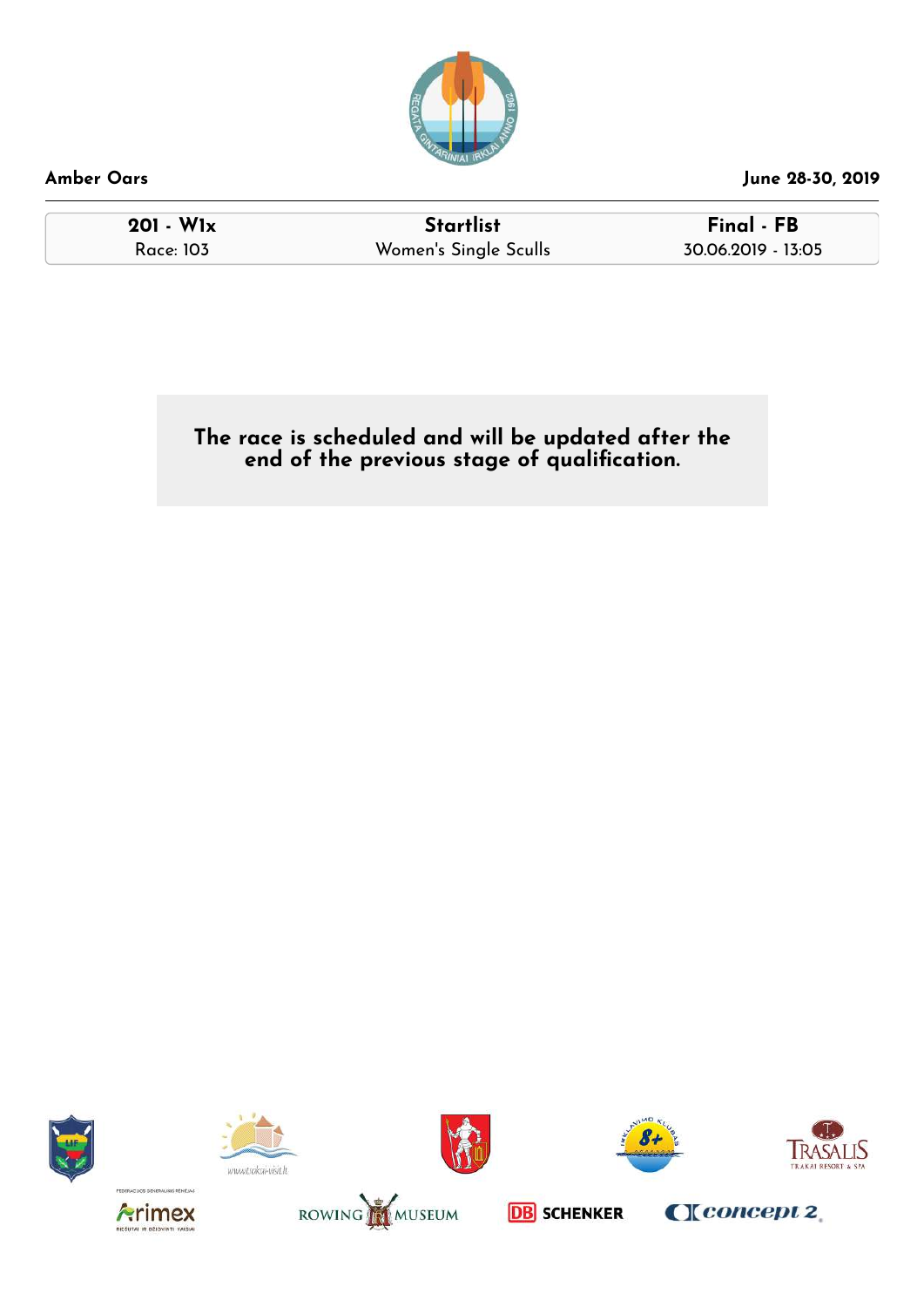**Amber Oars** June 28-30, 2019

| 201 - W1x | Startlist | Final - FB |
| --- | --- | --- |
| Race: 103 | Women's Single Sculls | 30.06.2019 - 13:05 |

**The race is scheduled and will be updated after the end of the previous stage of qualification.**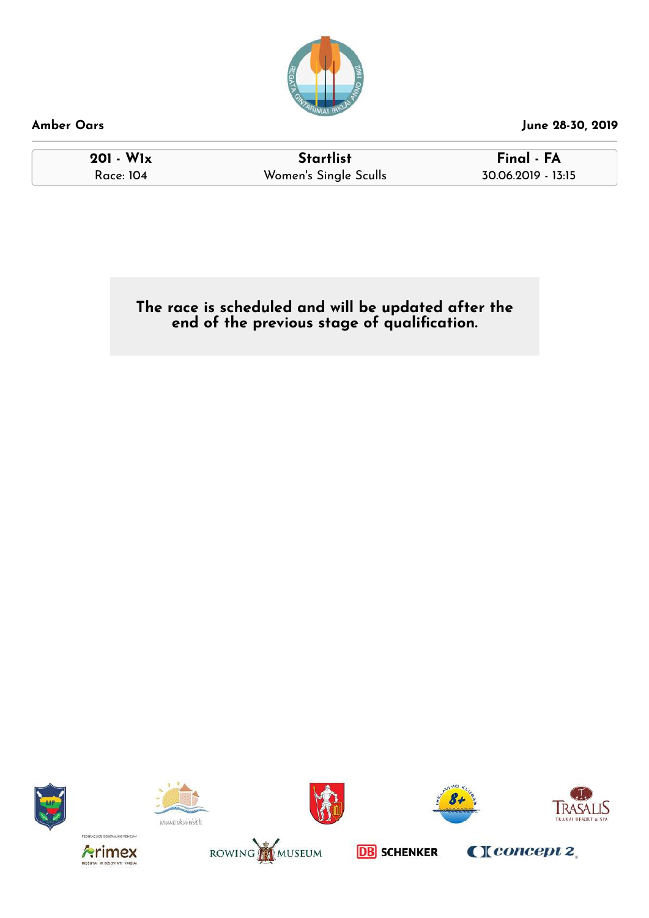**Amber Oars** June 28-30, 2019

| 201 - W1x | Startlist | Final - FA |
| --- | --- | --- |
| Race: 104 | Women's Single Sculls | 30.06.2019 - 13:15 |

**The race is scheduled and will be updated after the end of the previous stage of qualification.**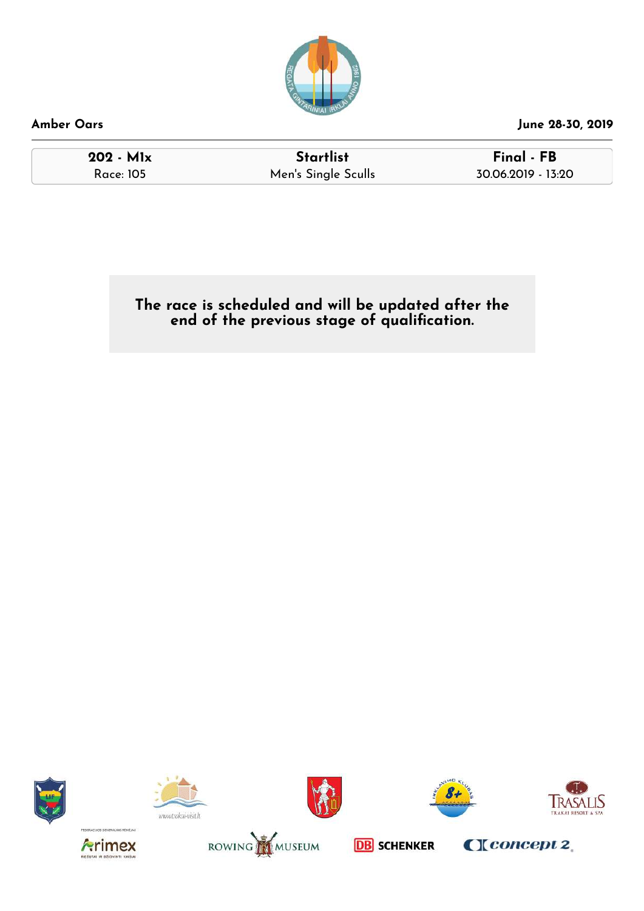Amber Oars

June 28-30, 2019

| 202 - M1x | Startlist | Final - FB |
| --- | --- | --- |
| Race: 105 | Men's Single Sculls | 30.06.2019 - 13:20 |

**The race is scheduled and will be updated after the end of the previous stage of qualification.**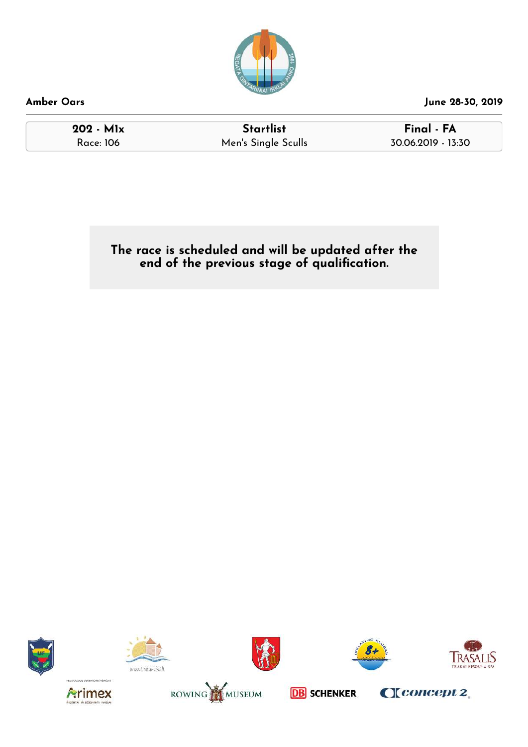**Amber Oars** | **June 28-30, 2019**

| **202 - M1x** | **Startlist** | **Final - FA** |
|---|---|---|
| Race: 106 | Men's Single Sculls | 30.06.2019 - 13:30 |

**The race is scheduled and will be updated after the end of the previous stage of qualification.**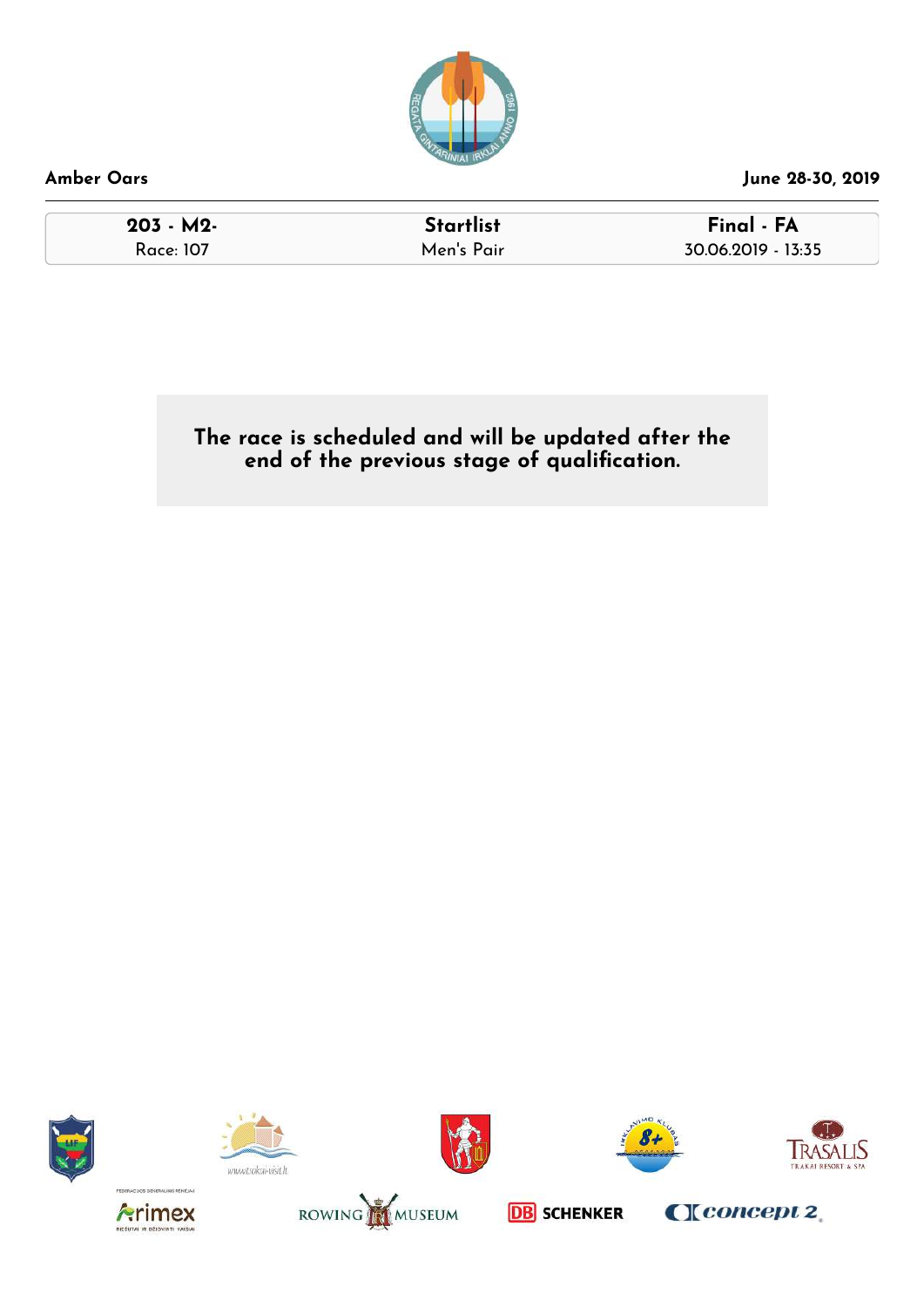Amber Oars | June 28-30, 2019

| 203 - M2- | Startlist | Final - FA |
|---|---|---|
| Race: 107 | Men's Pair | 30.06.2019 - 13:35 |

**The race is scheduled and will be updated after the end of the previous stage of qualification.**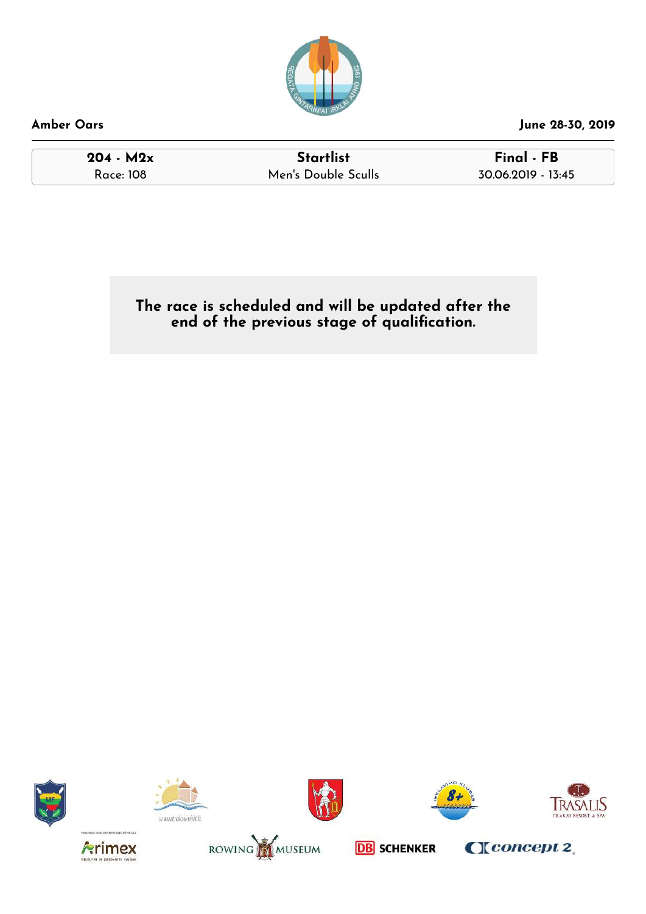**Amber Oars** | **June 28-30, 2019**

| 204 - M2x | Startlist | Final - FB |
| --- | --- | --- |
| Race: 108 | Men's Double Sculls | 30.06.2019 - 13:45 |

**The race is scheduled and will be updated after the end of the previous stage of qualification.**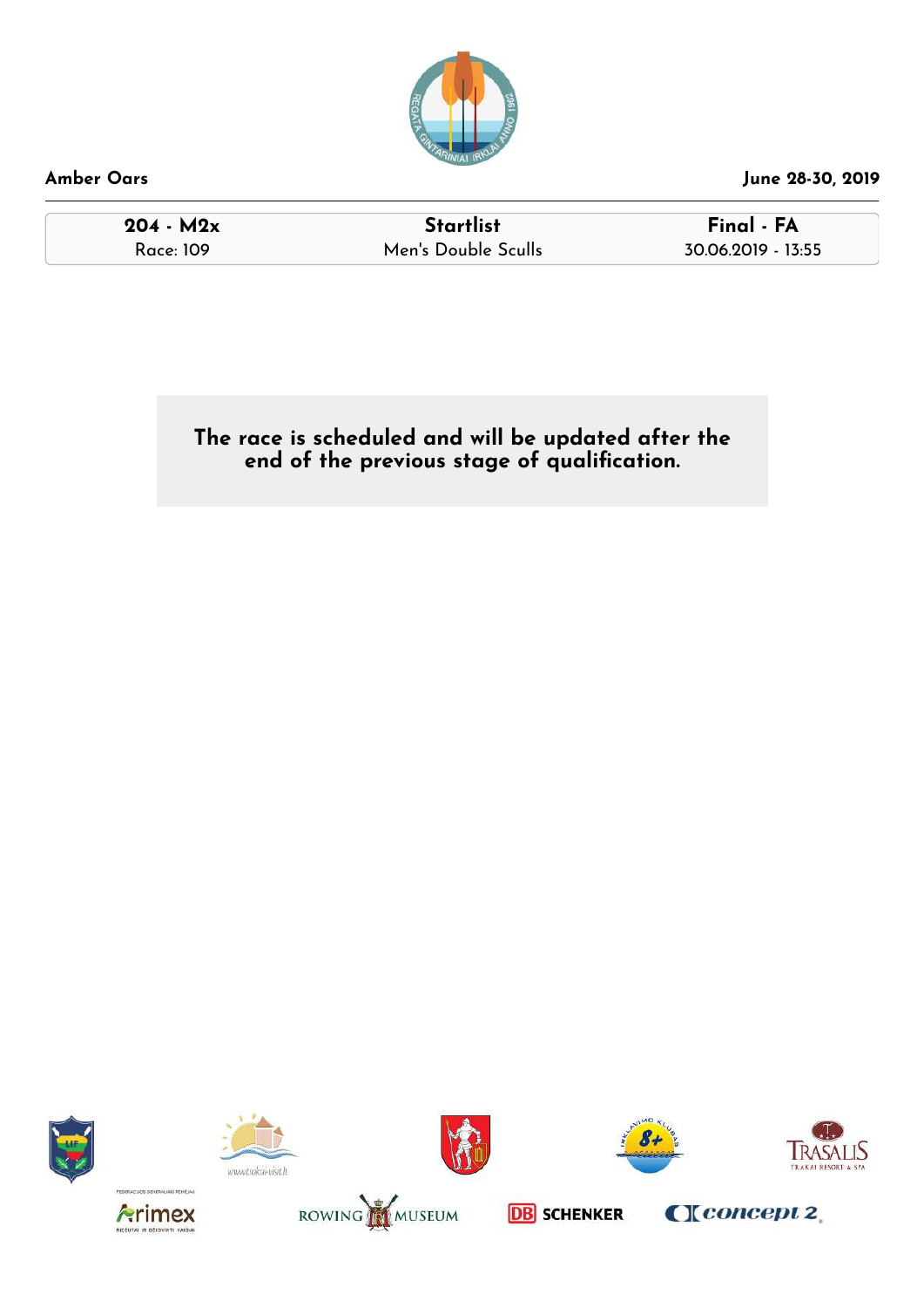| 204 - M2x | Startlist | Final - FA |
| --- | --- | --- |
| Race: 109 | Men's Double Sculls | 30.06.2019 - 13:55 |

**The race is scheduled and will be updated after the end of the previous stage of qualification.**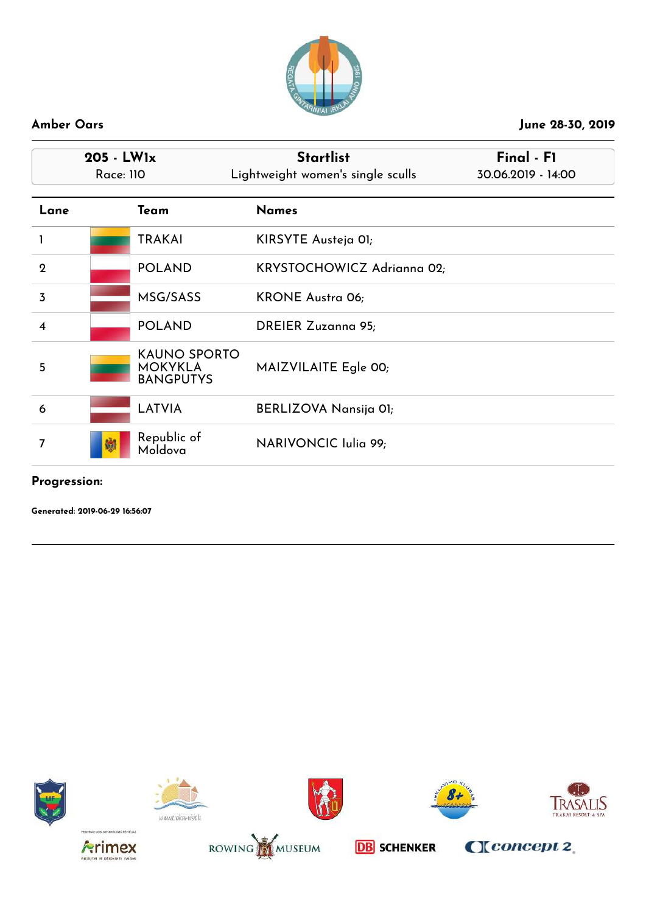**Amber Oars** **June 28-30, 2019**

| 205 - LW1x | Startlist | Final - F1 |
|---|---|---|
| Race: 110 | Lightweight women's single sculls | 30.06.2019 - 14:00 |

| Lane | Team | Names |
|---|---|---|
| 1 | TRAKAI | KIRSYTE Austeja 01; |
| 2 | POLAND | KRYSTOCHOWICZ Adrianna 02; |
| 3 | MSG/SASS | KRONE Austra 06; |
| 4 | POLAND | DREIER Zuzanna 95; |
| 5 | KAUNO SPORTO MOKYKLA BANGPUTYS | MAIZVILAITE Egle 00; |
| 6 | LATVIA | BERLIZOVA Nansija 01; |
| 7 | Republic of Moldova | NARIVONCIC Iulia 99; |

**Progression:**

**Generated: 2019-06-29 16:56:07**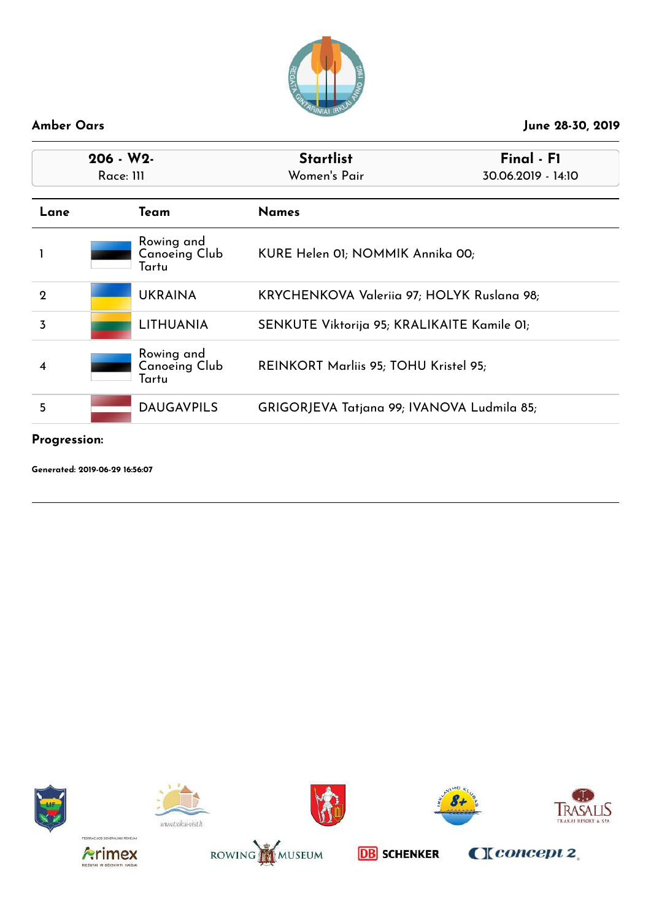Amber Oars

June 28-30, 2019

| 206 - W2- Race: 111 | Startlist Women's Pair | Final - F1 30.06.2019 - 14:10 |
|---|---|---|

| Lane | Team | Names |
|---|---|---|
| 1 | Rowing and Canoeing Club Tartu | KURE Helen 01; NOMMIK Annika 00; |
| 2 | UKRAINA | KRYCHENKOVA Valeriia 97; HOLYK Ruslana 98; |
| 3 | LITHUANIA | SENKUTE Viktorija 95; KRALIKAITE Kamile 01; |
| 4 | Rowing and Canoeing Club Tartu | REINKORT Marliis 95; TOHU Kristel 95; |
| 5 | DAUGAVPILS | GRIGORJEVA Tatjana 99; IVANOVA Ludmila 85; |

**Progression:**

**Generated: 2019-06-29 16:56:07**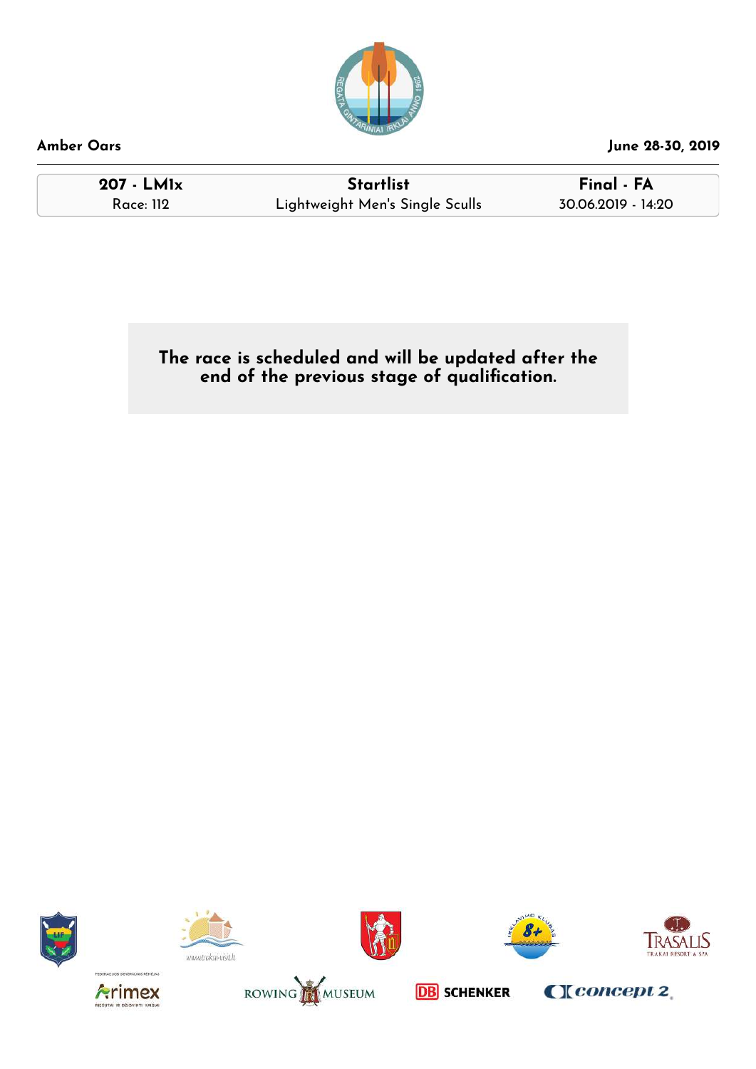**Amber Oars** | **June 28-30, 2019**

| **207 - LM1x** | **Startlist** | **Final - FA** |
|---|---|---|
| Race: 112 | Lightweight Men's Single Sculls | 30.06.2019 - 14:20 |

**The race is scheduled and will be updated after the end of the previous stage of qualification.**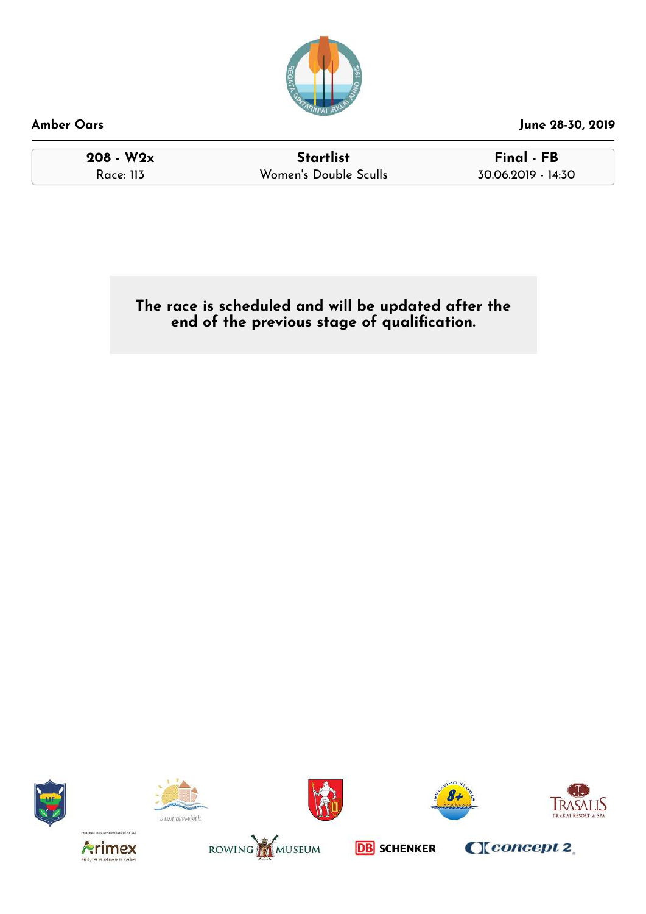Amber Oars

June 28-30, 2019

| 208 - W2x | Startlist | Final - FB |
| --- | --- | --- |
| Race: 113 | Women's Double Sculls | 30.06.2019 - 14:30 |

**The race is scheduled and will be updated after the end of the previous stage of qualification.**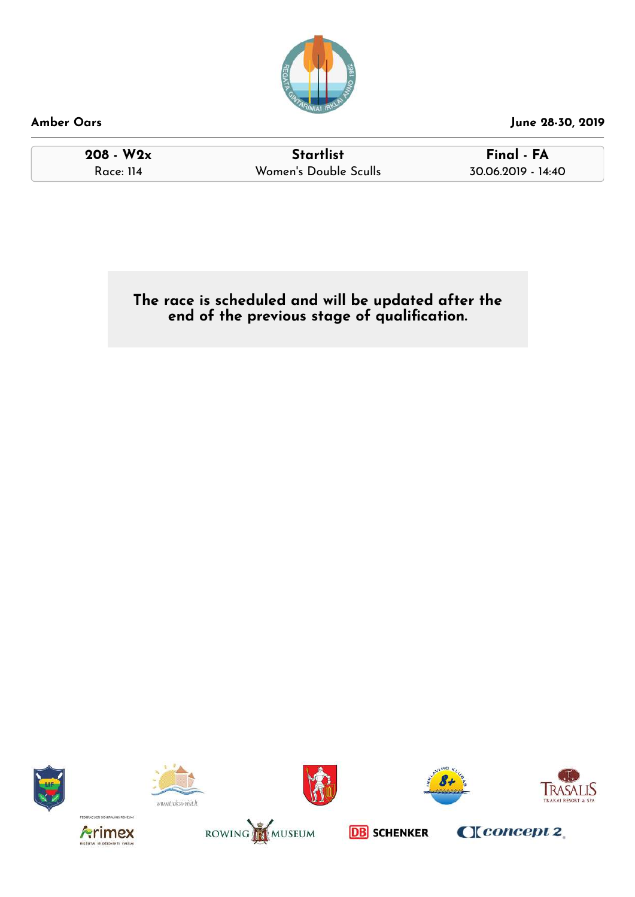**Amber Oars** June 28-30, 2019

| 208 - W2x | Startlist | Final - FA |
| --- | --- | --- |
| Race: 114 | Women's Double Sculls | 30.06.2019 - 14:40 |

**The race is scheduled and will be updated after the end of the previous stage of qualification.**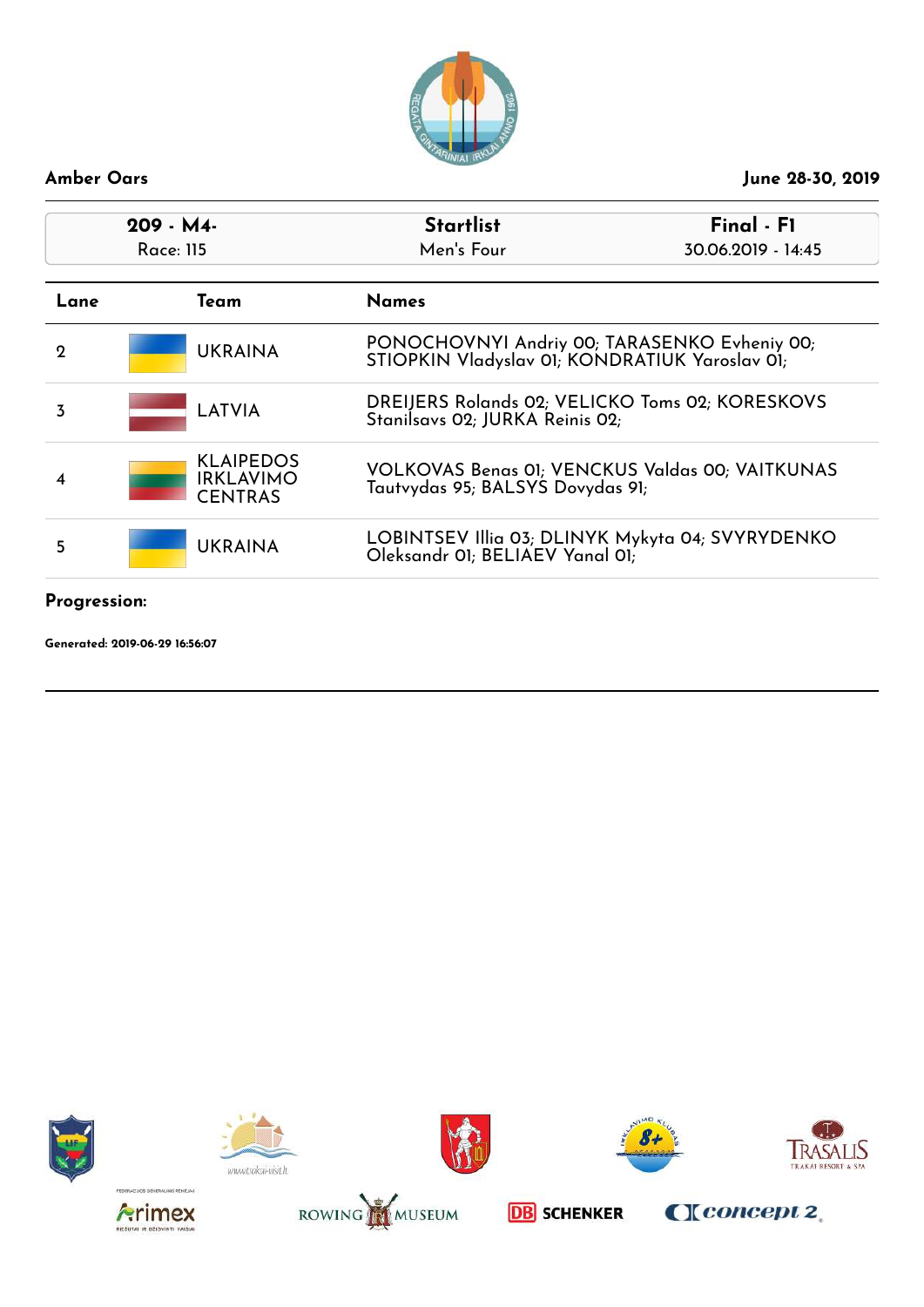**Amber Oars** — **June 28-30, 2019**

| 209 - M4- | Startlist | Final - F1 |
|---|---|---|
| Race: 115 | Men's Four | 30.06.2019 - 14:45 |

| Lane | Team | Names |
|---|---|---|
| 2 | UKRAINA | PONOCHOVNYI Andriy 00; TARASENKO Evheniy 00; STIOPKIN Vladyslav 01; KONDRATIUK Yaroslav 01; |
| 3 | LATVIA | DREIJERS Rolands 02; VELICKO Toms 02; KORESKOVS Stanilsavs 02; JURKA Reinis 02; |
| 4 | KLAIPEDOS IRKLAVIMO CENTRAS | VOLKOVAS Benas 01; VENCKUS Valdas 00; VAITKUNAS Tautvydas 95; BALSYS Dovydas 91; |
| 5 | UKRAINA | LOBINTSEV Illia 03; DLINYK Mykyta 04; SVYRYDENKO Oleksandr 01; BELIAEV Yanal 01; |

**Progression:**

**Generated: 2019-06-29 16:56:07**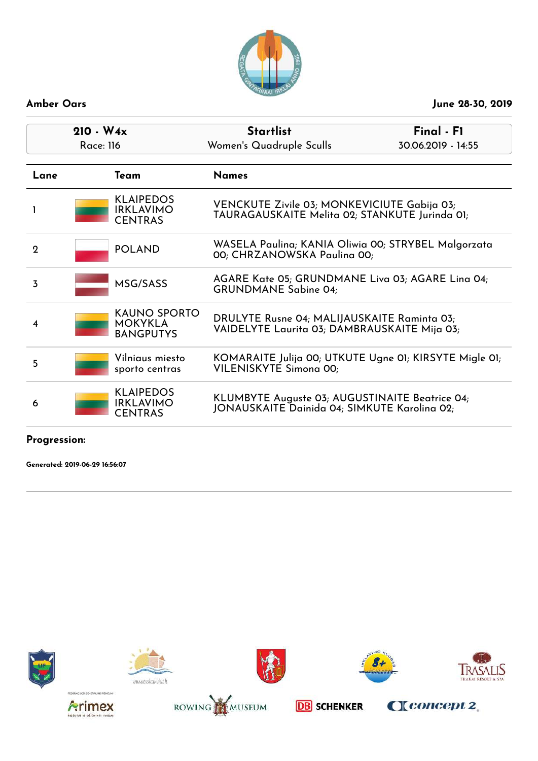**Amber Oars** | **June 28-30, 2019**

| **210 - W4x** Race: 116 | **Startlist** Women's Quadruple Sculls | **Final - F1** 30.06.2019 - 14:55 |
|---|---|---|

| Lane | Team | Names |
|---|---|---|
| 1 | KLAIPEDOS IRKLAVIMO CENTRAS | VENCKUTE Zivile 03; MONKEVICIUTE Gabija 03; TAURAGAUSKAITE Melita 02; STANKUTE Jurinda 01; |
| 2 | POLAND | WASELA Paulina; KANIA Oliwia 00; STRYBEL Malgorzata 00; CHRZANOWSKA Paulina 00; |
| 3 | MSG/SASS | AGARE Kate 05; GRUNDMANE Liva 03; AGARE Lina 04; GRUNDMANE Sabine 04; |
| 4 | KAUNO SPORTO MOKYKLA BANGPUTYS | DRULYTE Rusne 04; MALIJAUSKAITE Raminta 03; VAIDELYTE Laurita 03; DAMBRAUSKAITE Mija 03; |
| 5 | Vilniaus miesto sporto centras | KOMARAITE Julija 00; UTKUTE Ugne 01; KIRSYTE Migle 01; VILENISKYTE Simona 00; |
| 6 | KLAIPEDOS IRKLAVIMO CENTRAS | KLUMBYTE Auguste 03; AUGUSTINAITE Beatrice 04; JONAUSKAITE Dainida 04; SIMKUTE Karolina 02; |

**Progression:**

**Generated: 2019-06-29 16:56:07**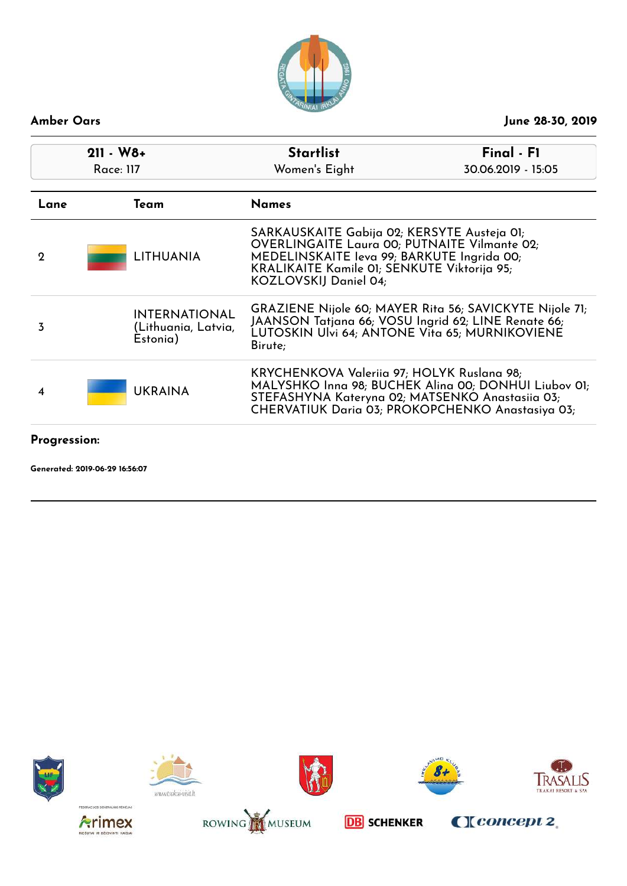**Amber Oars** — **June 28-30, 2019**

| 211 - W8+ | Startlist | Final - F1 |
|---|---|---|
| Race: 117 | Women's Eight | 30.06.2019 - 15:05 |

| Lane | Team | Names |
|---|---|---|
| 2 | LITHUANIA | SARKAUSKAITE Gabija 02; KERSYTE Austeja 01; OVERLINGAITE Laura 00; PUTNAITE Vilmante 02; MEDELINSKAITE Ieva 99; BARKUTE Ingrida 00; KRALIKAITE Kamile 01; SENKUTE Viktorija 95; KOZLOVSKIJ Daniel 04; |
| 3 | INTERNATIONAL (Lithuania, Latvia, Estonia) | GRAZIENE Nijole 60; MAYER Rita 56; SAVICKYTE Nijole 71; JAANSON Tatjana 66; VOSU Ingrid 62; LINE Renate 66; LUTOSKIN Ulvi 64; ANTONE Vita 65; MURNIKOVIENE Birute; |
| 4 | UKRAINA | KRYCHENKOVA Valeriia 97; HOLYK Ruslana 98; MALYSHKO Inna 98; BUCHEK Alina 00; DONHUI Liubov 01; STEFASHYNA Kateryna 02; MATSENKO Anastasiia 03; CHERVATIUK Daria 03; PROKOPCHENKO Anastasiya 03; |

**Progression:**

**Generated: 2019-06-29 16:56:07**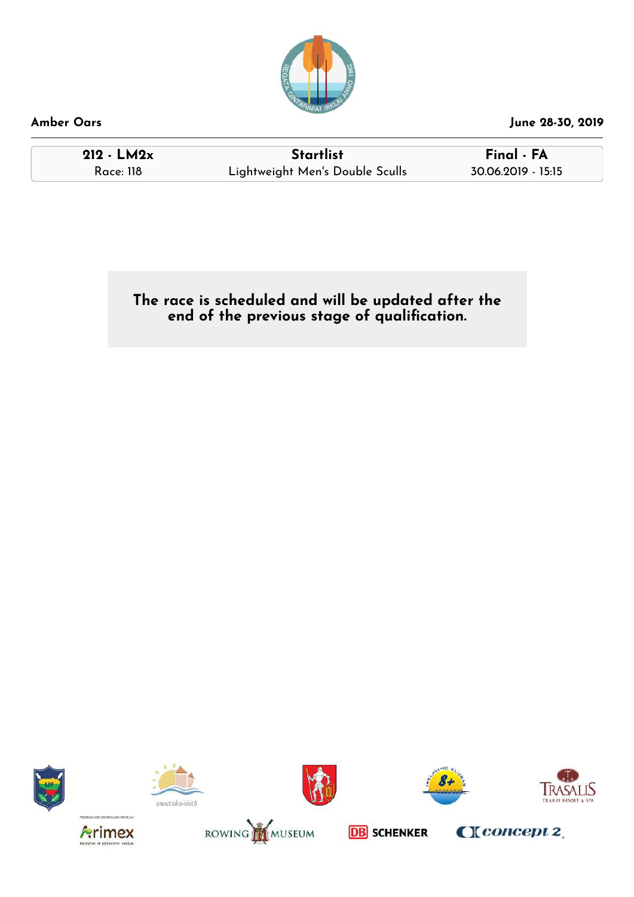Amber Oars

June 28-30, 2019

| 212 - LM2x | Startlist | Final - FA |
|---|---|---|
| Race: 118 | Lightweight Men's Double Sculls | 30.06.2019 - 15:15 |

**The race is scheduled and will be updated after the end of the previous stage of qualification.**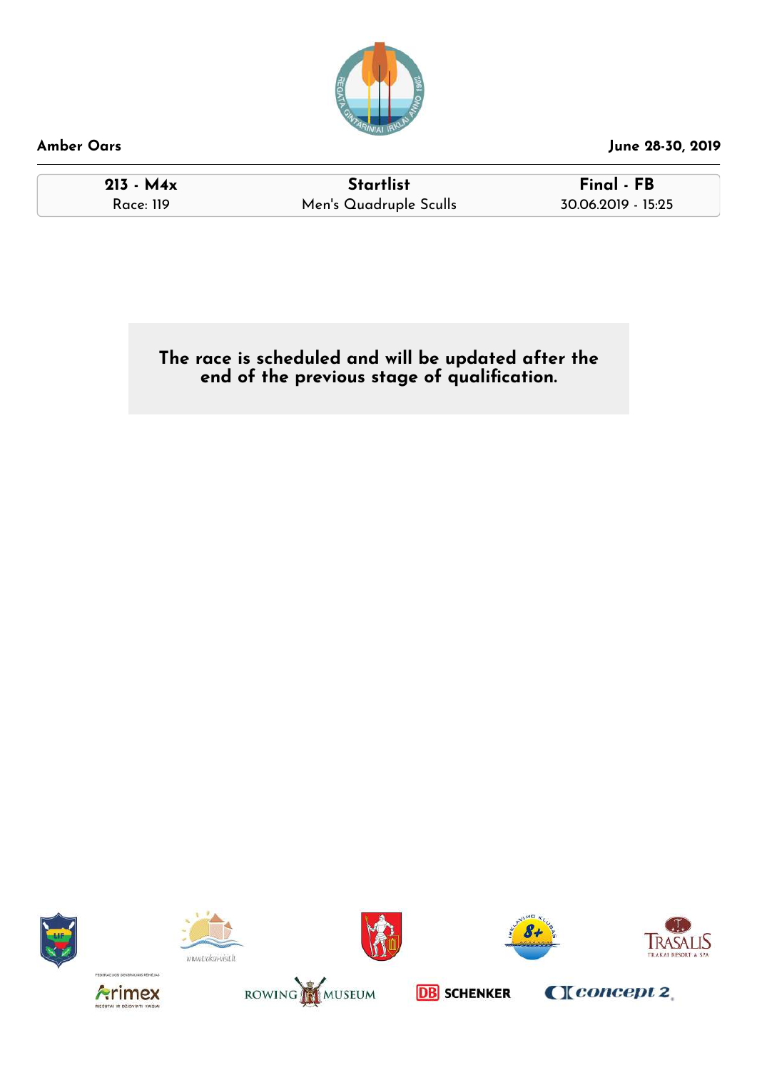Amber Oars — June 28-30, 2019

| 213 - M4x | Startlist | Final - FB |
|---|---|---|
| Race: 119 | Men's Quadruple Sculls | 30.06.2019 - 15:25 |

**The race is scheduled and will be updated after the end of the previous stage of qualification.**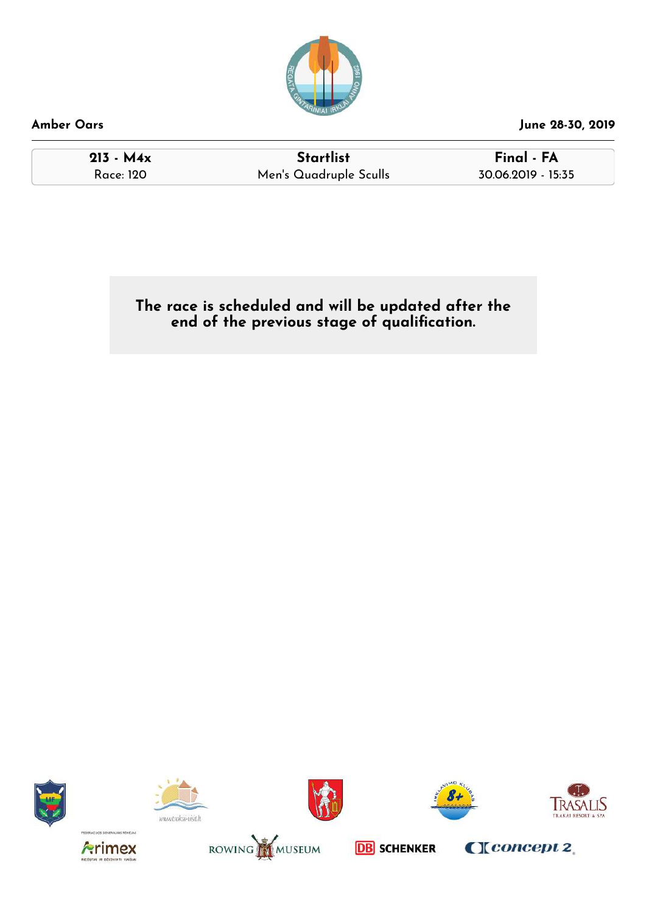**Amber Oars** — June 28-30, 2019

| 213 - M4x | Startlist | Final - FA |
|---|---|---|
| Race: 120 | Men's Quadruple Sculls | 30.06.2019 - 15:35 |

**The race is scheduled and will be updated after the end of the previous stage of qualification.**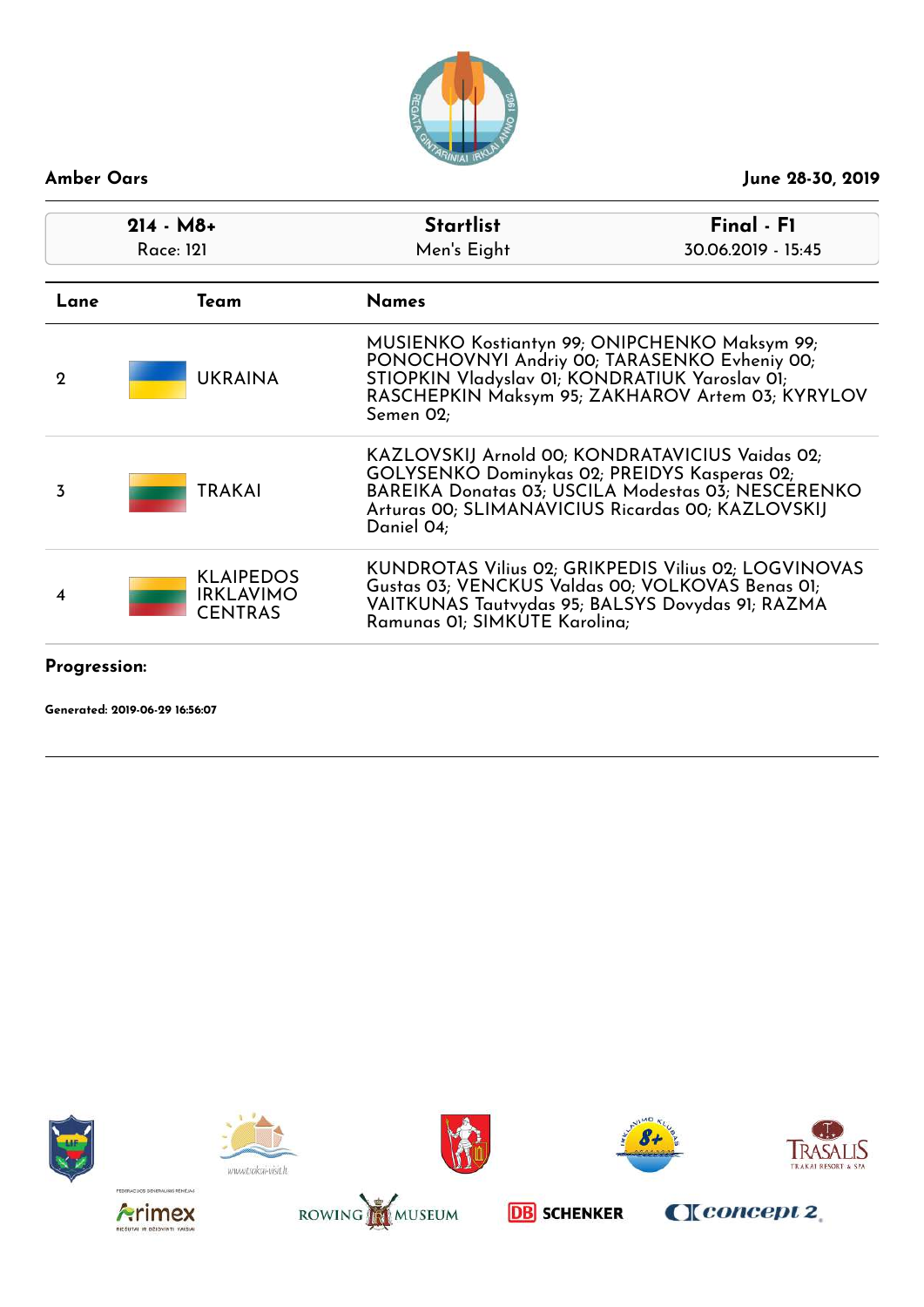**Amber Oars** — **June 28-30, 2019**

| 214 - M8+ | Startlist | Final - F1 |
|---|---|---|
| Race: 121 | Men's Eight | 30.06.2019 - 15:45 |

| Lane | Team | Names |
|---|---|---|
| 2 | UKRAINA | MUSIENKO Kostiantyn 99; ONIPCHENKO Maksym 99; PONOCHOVNYI Andriy 00; TARASENKO Evheniy 00; STIOPKIN Vladyslav 01; KONDRATIUK Yaroslav 01; RASCHEPKIN Maksym 95; ZAKHAROV Artem 03; KYRYLOV Semen 02; |
| 3 | TRAKAI | KAZLOVSKIJ Arnold 00; KONDRATAVICIUS Vaidas 02; GOLYSENKO Dominykas 02; PREIDYS Kasperas 02; BAREIKA Donatas 03; USCILA Modestas 03; NESCERENKO Arturas 00; SLIMANAVICIUS Ricardas 00; KAZLOVSKIJ Daniel 04; |
| 4 | KLAIPEDOS IRKLAVIMO CENTRAS | KUNDROTAS Vilius 02; GRIKPEDIS Vilius 02; LOGVINOVAS Gustas 03; VENCKUS Valdas 00; VOLKOVAS Benas 01; VAITKUNAS Tautvydas 95; BALSYS Dovydas 91; RAZMA Ramunas 01; SIMKUTE Karolina; |

**Progression:**

**Generated: 2019-06-29 16:56:07**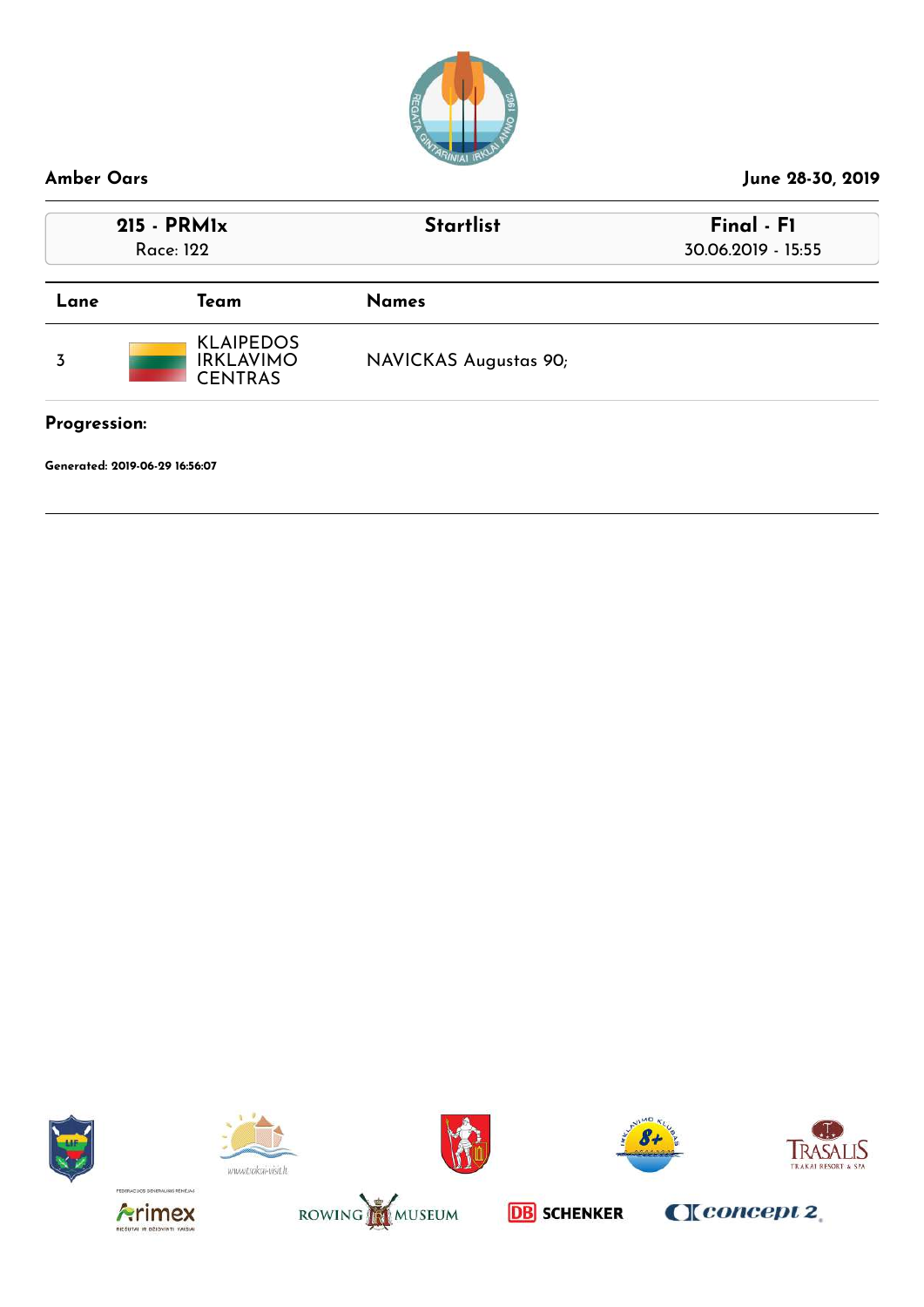Amber Oars

June 28-30, 2019

| 215 - PRM1x<br>Race: 122 | Startlist | Final - F1<br>30.06.2019 - 15:55 |
|---|---|---|

| Lane | Team | Names |
|---|---|---|
| 3 | KLAIPEDOS IRKLAVIMO CENTRAS | NAVICKAS Augustas 90; |

**Progression:**

**Generated: 2019-06-29 16:56:07**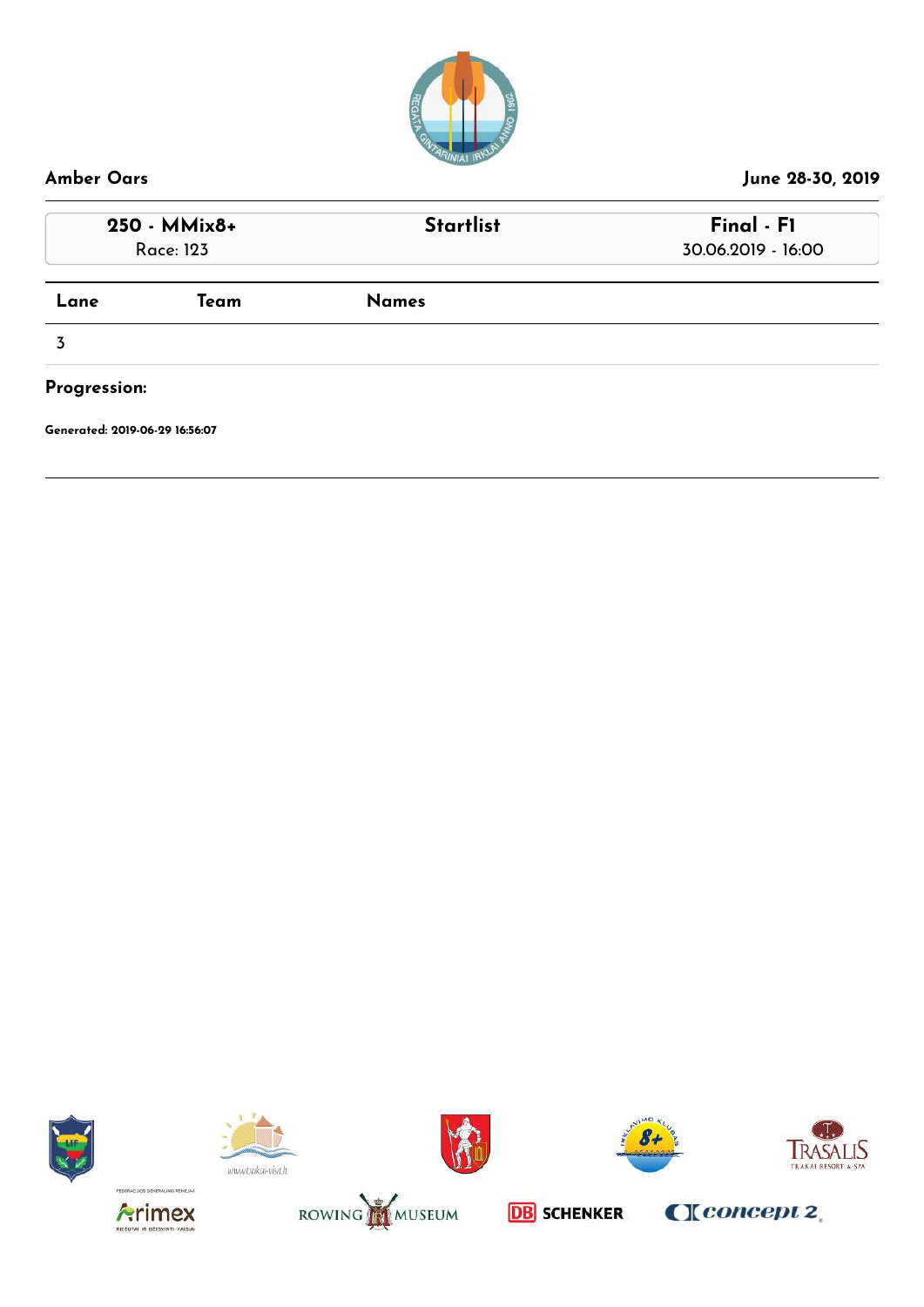**Amber Oars** — **June 28-30, 2019**

| 250 - MMix8+ | Startlist | Final - F1 |
|---|---|---|
| Race: 123 | | 30.06.2019 - 16:00 |

| Lane | Team | Names |
|---|---|---|
| 3 | | |

**Progression:**

**Generated: 2019-06-29 16:56:07**